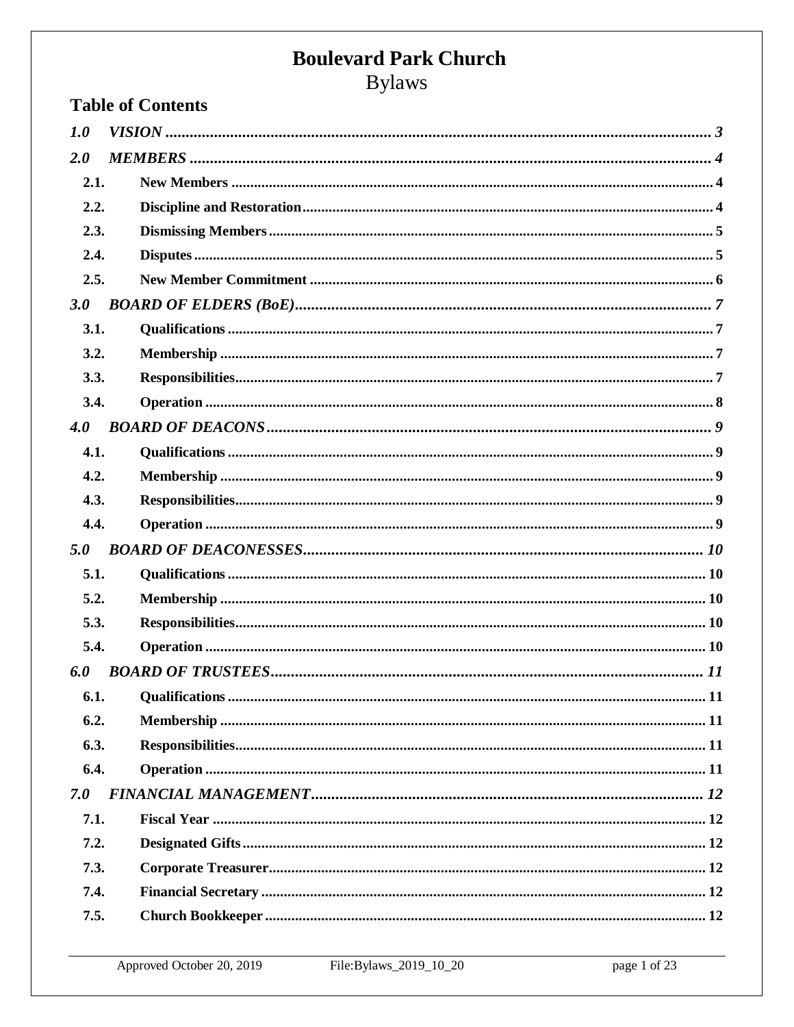# Boulevard Park Church

Bylaws

## Table of Contents

*1.0 VISION* ........ *3*

*2.0 MEMBERS* ........ *4*

- **2.1. New Members** ........ 4
- **2.2. Discipline and Restoration** ........ 4
- **2.3. Dismissing Members** ........ 5
- **2.4. Disputes** ........ 5
- **2.5. New Member Commitment** ........ 6

*3.0 BOARD OF ELDERS (BoE)* ........ *7*

- **3.1. Qualifications** ........ 7
- **3.2. Membership** ........ 7
- **3.3. Responsibilities** ........ 7
- **3.4. Operation** ........ 8

*4.0 BOARD OF DEACONS* ........ *9*

- **4.1. Qualifications** ........ 9
- **4.2. Membership** ........ 9
- **4.3. Responsibilities** ........ 9
- **4.4. Operation** ........ 9

*5.0 BOARD OF DEACONESSES* ........ *10*

- **5.1. Qualifications** ........ 10
- **5.2. Membership** ........ 10
- **5.3. Responsibilities** ........ 10
- **5.4. Operation** ........ 10

*6.0 BOARD OF TRUSTEES* ........ *11*

- **6.1. Qualifications** ........ 11
- **6.2. Membership** ........ 11
- **6.3. Responsibilities** ........ 11
- **6.4. Operation** ........ 11

*7.0 FINANCIAL MANAGEMENT* ........ *12*

- **7.1. Fiscal Year** ........ 12
- **7.2. Designated Gifts** ........ 12
- **7.3. Corporate Treasurer** ........ 12
- **7.4. Financial Secretary** ........ 12
- **7.5. Church Bookkeeper** ........ 12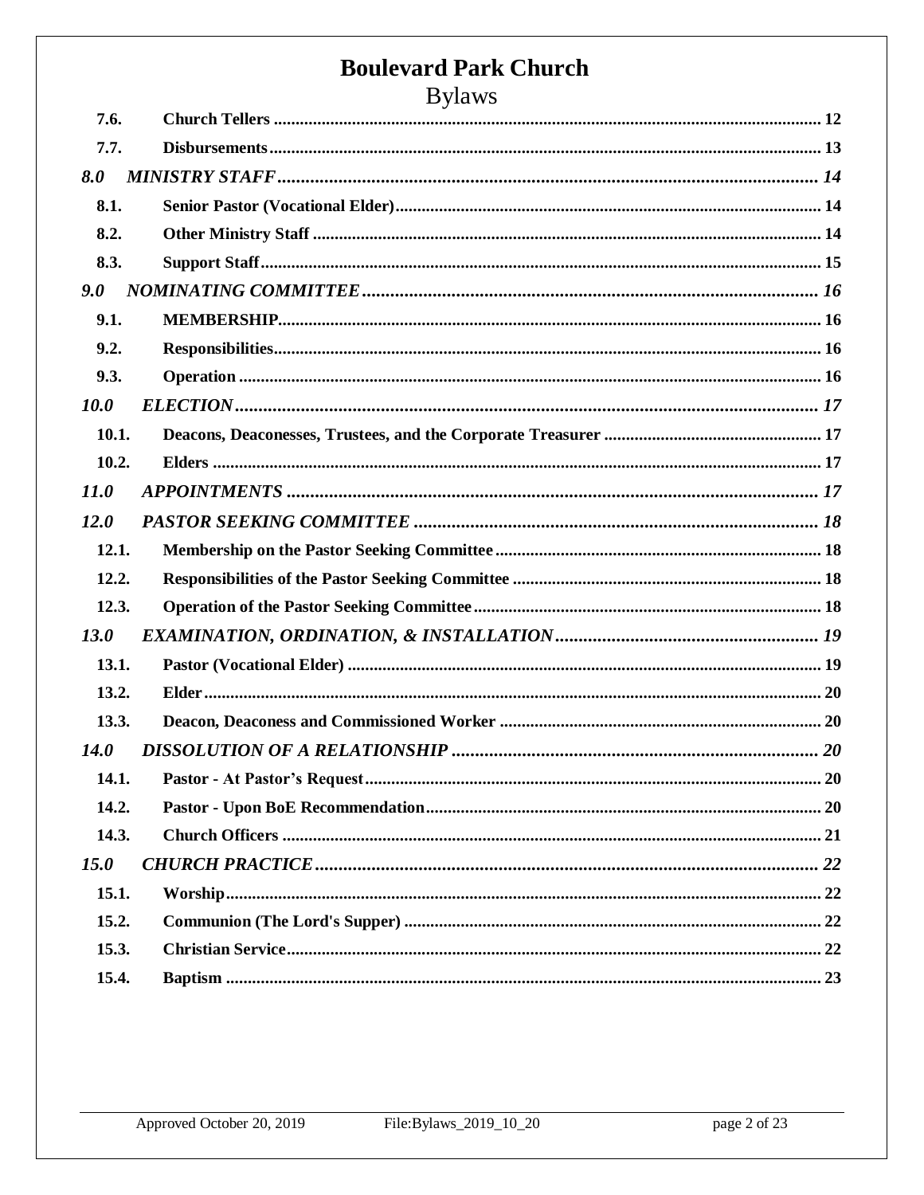# Boulevard Park Church

Bylaws

| | | |
|---|---|---|
| **7.6.** | **Church Tellers** | **12** |
| **7.7.** | **Disbursements** | **13** |
| ***8.0*** | ***MINISTRY STAFF*** | ***14*** |
| **8.1.** | **Senior Pastor (Vocational Elder)** | **14** |
| **8.2.** | **Other Ministry Staff** | **14** |
| **8.3.** | **Support Staff** | **15** |
| ***9.0*** | ***NOMINATING COMMITTEE*** | ***16*** |
| **9.1.** | **MEMBERSHIP** | **16** |
| **9.2.** | **Responsibilities** | **16** |
| **9.3.** | **Operation** | **16** |
| ***10.0*** | ***ELECTION*** | ***17*** |
| **10.1.** | **Deacons, Deaconesses, Trustees, and the Corporate Treasurer** | **17** |
| **10.2.** | **Elders** | **17** |
| ***11.0*** | ***APPOINTMENTS*** | ***17*** |
| ***12.0*** | ***PASTOR SEEKING COMMITTEE*** | ***18*** |
| **12.1.** | **Membership on the Pastor Seeking Committee** | **18** |
| **12.2.** | **Responsibilities of the Pastor Seeking Committee** | **18** |
| **12.3.** | **Operation of the Pastor Seeking Committee** | **18** |
| ***13.0*** | ***EXAMINATION, ORDINATION, & INSTALLATION*** | ***19*** |
| **13.1.** | **Pastor (Vocational Elder)** | **19** |
| **13.2.** | **Elder** | **20** |
| **13.3.** | **Deacon, Deaconess and Commissioned Worker** | **20** |
| ***14.0*** | ***DISSOLUTION OF A RELATIONSHIP*** | ***20*** |
| **14.1.** | **Pastor - At Pastor's Request** | **20** |
| **14.2.** | **Pastor - Upon BoE Recommendation** | **20** |
| **14.3.** | **Church Officers** | **21** |
| ***15.0*** | ***CHURCH PRACTICE*** | ***22*** |
| **15.1.** | **Worship** | **22** |
| **15.2.** | **Communion (The Lord's Supper)** | **22** |
| **15.3.** | **Christian Service** | **22** |
| **15.4.** | **Baptism** | **23** |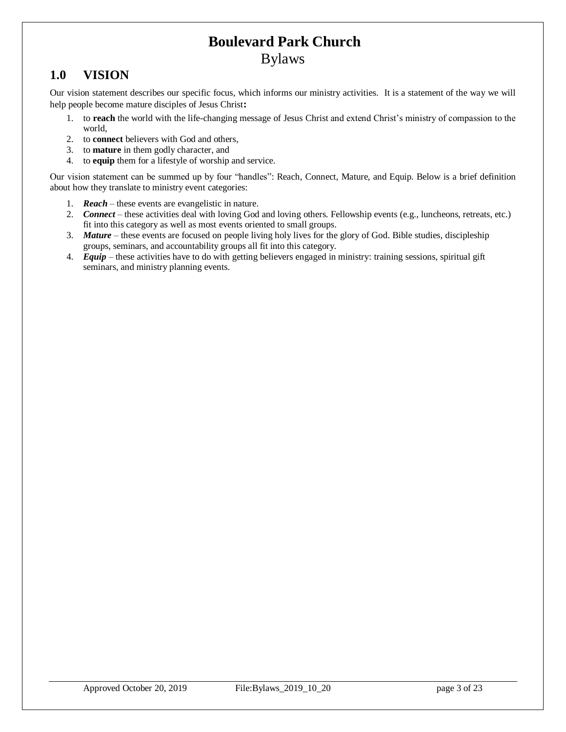# Boulevard Park Church

Bylaws

## 1.0 VISION

Our vision statement describes our specific focus, which informs our ministry activities. It is a statement of the way we will help people become mature disciples of Jesus Christ**:**

1. to **reach** the world with the life-changing message of Jesus Christ and extend Christ's ministry of compassion to the world,
2. to **connect** believers with God and others,
3. to **mature** in them godly character, and
4. to **equip** them for a lifestyle of worship and service.

Our vision statement can be summed up by four "handles": Reach, Connect, Mature, and Equip. Below is a brief definition about how they translate to ministry event categories:

1. ***Reach*** – these events are evangelistic in nature.
2. ***Connect*** – these activities deal with loving God and loving others. Fellowship events (e.g., luncheons, retreats, etc.) fit into this category as well as most events oriented to small groups.
3. ***Mature*** – these events are focused on people living holy lives for the glory of God. Bible studies, discipleship groups, seminars, and accountability groups all fit into this category.
4. ***Equip*** – these activities have to do with getting believers engaged in ministry: training sessions, spiritual gift seminars, and ministry planning events.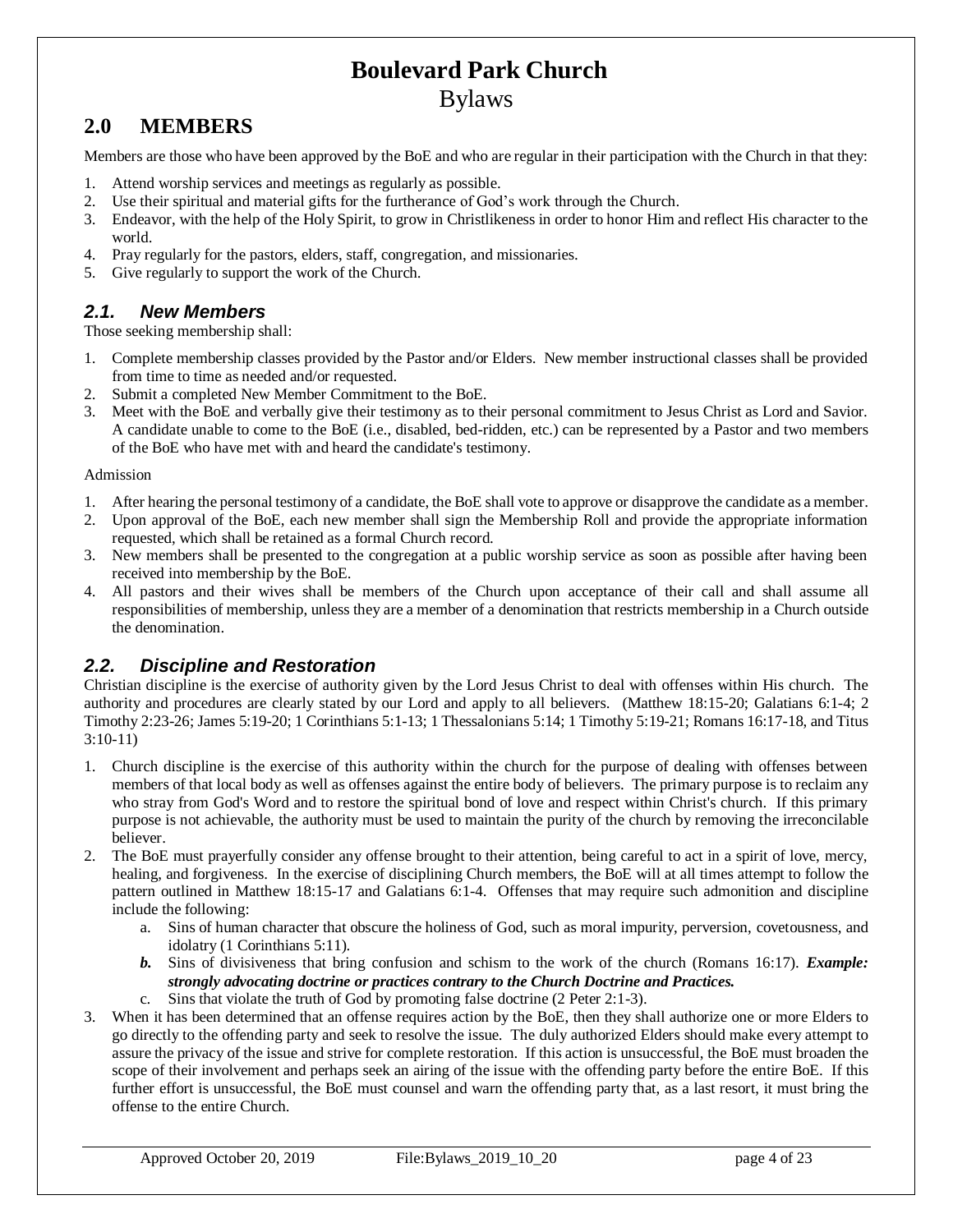# Boulevard Park Church

Bylaws

## 2.0 MEMBERS

Members are those who have been approved by the BoE and who are regular in their participation with the Church in that they:

1. Attend worship services and meetings as regularly as possible.
2. Use their spiritual and material gifts for the furtherance of God's work through the Church.
3. Endeavor, with the help of the Holy Spirit, to grow in Christlikeness in order to honor Him and reflect His character to the world.
4. Pray regularly for the pastors, elders, staff, congregation, and missionaries.
5. Give regularly to support the work of the Church.

### *2.1. New Members*

Those seeking membership shall:

1. Complete membership classes provided by the Pastor and/or Elders. New member instructional classes shall be provided from time to time as needed and/or requested.
2. Submit a completed New Member Commitment to the BoE.
3. Meet with the BoE and verbally give their testimony as to their personal commitment to Jesus Christ as Lord and Savior. A candidate unable to come to the BoE (i.e., disabled, bed-ridden, etc.) can be represented by a Pastor and two members of the BoE who have met with and heard the candidate's testimony.

Admission

1. After hearing the personal testimony of a candidate, the BoE shall vote to approve or disapprove the candidate as a member.
2. Upon approval of the BoE, each new member shall sign the Membership Roll and provide the appropriate information requested, which shall be retained as a formal Church record.
3. New members shall be presented to the congregation at a public worship service as soon as possible after having been received into membership by the BoE.
4. All pastors and their wives shall be members of the Church upon acceptance of their call and shall assume all responsibilities of membership, unless they are a member of a denomination that restricts membership in a Church outside the denomination.

### *2.2. Discipline and Restoration*

Christian discipline is the exercise of authority given by the Lord Jesus Christ to deal with offenses within His church. The authority and procedures are clearly stated by our Lord and apply to all believers. (Matthew 18:15-20; Galatians 6:1-4; 2 Timothy 2:23-26; James 5:19-20; 1 Corinthians 5:1-13; 1 Thessalonians 5:14; 1 Timothy 5:19-21; Romans 16:17-18, and Titus 3:10-11)

1. Church discipline is the exercise of this authority within the church for the purpose of dealing with offenses between members of that local body as well as offenses against the entire body of believers. The primary purpose is to reclaim any who stray from God's Word and to restore the spiritual bond of love and respect within Christ's church. If this primary purpose is not achievable, the authority must be used to maintain the purity of the church by removing the irreconcilable believer.
2. The BoE must prayerfully consider any offense brought to their attention, being careful to act in a spirit of love, mercy, healing, and forgiveness. In the exercise of disciplining Church members, the BoE will at all times attempt to follow the pattern outlined in Matthew 18:15-17 and Galatians 6:1-4. Offenses that may require such admonition and discipline include the following:
   a. Sins of human character that obscure the holiness of God, such as moral impurity, perversion, covetousness, and idolatry (1 Corinthians 5:11).
   ***b.*** Sins of divisiveness that bring confusion and schism to the work of the church (Romans 16:17). ***Example: strongly advocating doctrine or practices contrary to the Church Doctrine and Practices.***
   c. Sins that violate the truth of God by promoting false doctrine (2 Peter 2:1-3).
3. When it has been determined that an offense requires action by the BoE, then they shall authorize one or more Elders to go directly to the offending party and seek to resolve the issue. The duly authorized Elders should make every attempt to assure the privacy of the issue and strive for complete restoration. If this action is unsuccessful, the BoE must broaden the scope of their involvement and perhaps seek an airing of the issue with the offending party before the entire BoE. If this further effort is unsuccessful, the BoE must counsel and warn the offending party that, as a last resort, it must bring the offense to the entire Church.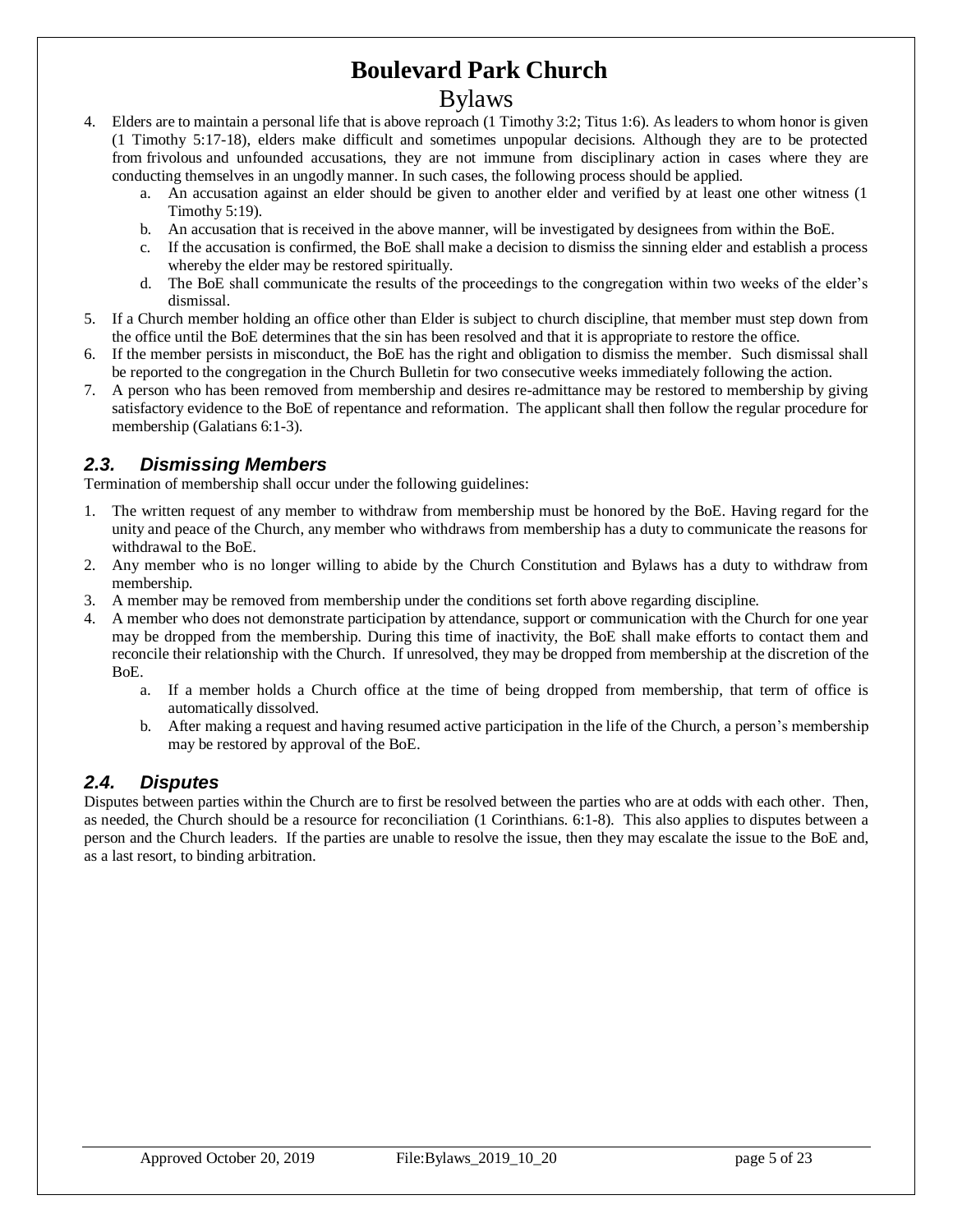4. Elders are to maintain a personal life that is above reproach (1 Timothy 3:2; Titus 1:6). As leaders to whom honor is given (1 Timothy 5:17-18), elders make difficult and sometimes unpopular decisions. Although they are to be protected from frivolous and unfounded accusations, they are not immune from disciplinary action in cases where they are conducting themselves in an ungodly manner. In such cases, the following process should be applied.
    a. An accusation against an elder should be given to another elder and verified by at least one other witness (1 Timothy 5:19).
    b. An accusation that is received in the above manner, will be investigated by designees from within the BoE.
    c. If the accusation is confirmed, the BoE shall make a decision to dismiss the sinning elder and establish a process whereby the elder may be restored spiritually.
    d. The BoE shall communicate the results of the proceedings to the congregation within two weeks of the elder's dismissal.
5. If a Church member holding an office other than Elder is subject to church discipline, that member must step down from the office until the BoE determines that the sin has been resolved and that it is appropriate to restore the office.
6. If the member persists in misconduct, the BoE has the right and obligation to dismiss the member. Such dismissal shall be reported to the congregation in the Church Bulletin for two consecutive weeks immediately following the action.
7. A person who has been removed from membership and desires re-admittance may be restored to membership by giving satisfactory evidence to the BoE of repentance and reformation. The applicant shall then follow the regular procedure for membership (Galatians 6:1-3).

### *2.3. Dismissing Members*

Termination of membership shall occur under the following guidelines:

1. The written request of any member to withdraw from membership must be honored by the BoE. Having regard for the unity and peace of the Church, any member who withdraws from membership has a duty to communicate the reasons for withdrawal to the BoE.
2. Any member who is no longer willing to abide by the Church Constitution and Bylaws has a duty to withdraw from membership.
3. A member may be removed from membership under the conditions set forth above regarding discipline.
4. A member who does not demonstrate participation by attendance, support or communication with the Church for one year may be dropped from the membership. During this time of inactivity, the BoE shall make efforts to contact them and reconcile their relationship with the Church. If unresolved, they may be dropped from membership at the discretion of the BoE.
    a. If a member holds a Church office at the time of being dropped from membership, that term of office is automatically dissolved.
    b. After making a request and having resumed active participation in the life of the Church, a person's membership may be restored by approval of the BoE.

### *2.4. Disputes*

Disputes between parties within the Church are to first be resolved between the parties who are at odds with each other. Then, as needed, the Church should be a resource for reconciliation (1 Corinthians. 6:1-8). This also applies to disputes between a person and the Church leaders. If the parties are unable to resolve the issue, then they may escalate the issue to the BoE and, as a last resort, to binding arbitration.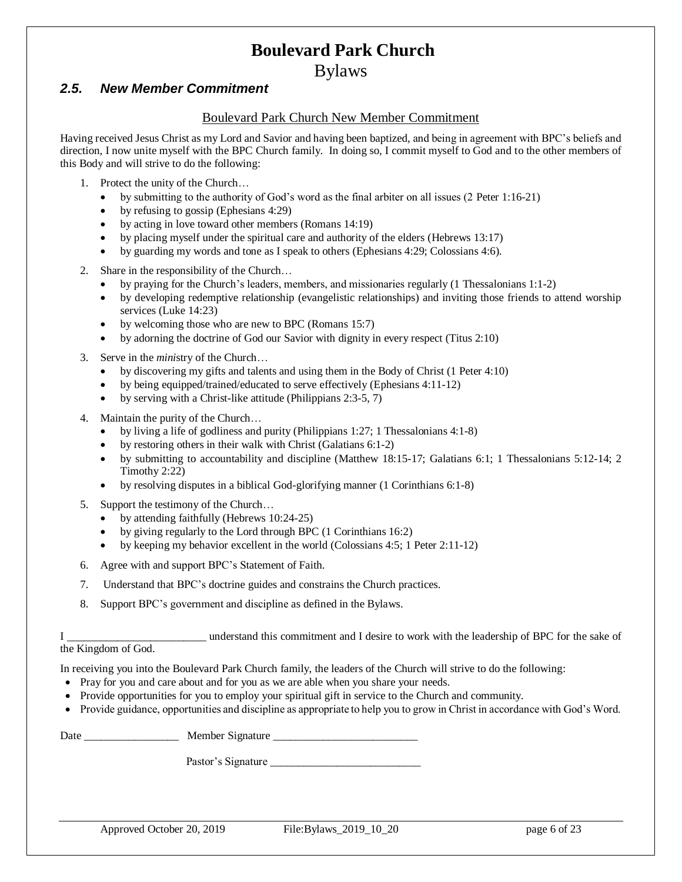## 2.5. New Member Commitment

Boulevard Park Church New Member Commitment

Having received Jesus Christ as my Lord and Savior and having been baptized, and being in agreement with BPC's beliefs and direction, I now unite myself with the BPC Church family. In doing so, I commit myself to God and to the other members of this Body and will strive to do the following:

1. Protect the unity of the Church…
   - by submitting to the authority of God's word as the final arbiter on all issues (2 Peter 1:16-21)
   - by refusing to gossip (Ephesians 4:29)
   - by acting in love toward other members (Romans 14:19)
   - by placing myself under the spiritual care and authority of the elders (Hebrews 13:17)
   - by guarding my words and tone as I speak to others (Ephesians 4:29; Colossians 4:6).
2. Share in the responsibility of the Church…
   - by praying for the Church's leaders, members, and missionaries regularly (1 Thessalonians 1:1-2)
   - by developing redemptive relationship (evangelistic relationships) and inviting those friends to attend worship services (Luke 14:23)
   - by welcoming those who are new to BPC (Romans 15:7)
   - by adorning the doctrine of God our Savior with dignity in every respect (Titus 2:10)
3. Serve in the *mini*stry of the Church…
   - by discovering my gifts and talents and using them in the Body of Christ (1 Peter 4:10)
   - by being equipped/trained/educated to serve effectively (Ephesians 4:11-12)
   - by serving with a Christ-like attitude (Philippians 2:3-5, 7)
4. Maintain the purity of the Church…
   - by living a life of godliness and purity (Philippians 1:27; 1 Thessalonians 4:1-8)
   - by restoring others in their walk with Christ (Galatians 6:1-2)
   - by submitting to accountability and discipline (Matthew 18:15-17; Galatians 6:1; 1 Thessalonians 5:12-14; 2 Timothy 2:22)
   - by resolving disputes in a biblical God-glorifying manner (1 Corinthians 6:1-8)
5. Support the testimony of the Church…
   - by attending faithfully (Hebrews 10:24-25)
   - by giving regularly to the Lord through BPC (1 Corinthians 16:2)
   - by keeping my behavior excellent in the world (Colossians 4:5; 1 Peter 2:11-12)
6. Agree with and support BPC's Statement of Faith.
7. Understand that BPC's doctrine guides and constrains the Church practices.
8. Support BPC's government and discipline as defined in the Bylaws.

I ________________________ understand this commitment and I desire to work with the leadership of BPC for the sake of the Kingdom of God.

In receiving you into the Boulevard Park Church family, the leaders of the Church will strive to do the following:

- Pray for you and care about and for you as we are able when you share your needs.
- Provide opportunities for you to employ your spiritual gift in service to the Church and community.
- Provide guidance, opportunities and discipline as appropriate to help you to grow in Christ in accordance with God's Word.

Date _________________ Member Signature __________________________

Pastor's Signature ___________________________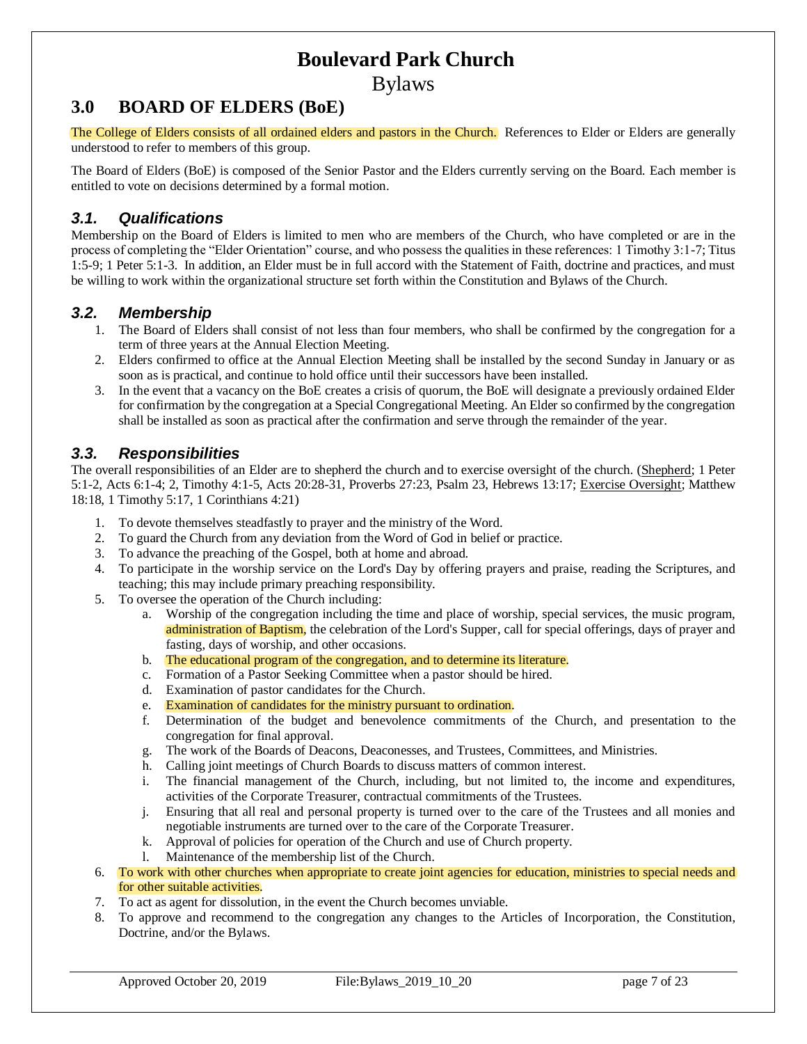## 3.0 BOARD OF ELDERS (BoE)

The College of Elders consists of all ordained elders and pastors in the Church. References to Elder or Elders are generally understood to refer to members of this group.

The Board of Elders (BoE) is composed of the Senior Pastor and the Elders currently serving on the Board. Each member is entitled to vote on decisions determined by a formal motion.

### *3.1. Qualifications*

Membership on the Board of Elders is limited to men who are members of the Church, who have completed or are in the process of completing the "Elder Orientation" course, and who possess the qualities in these references: 1 Timothy 3:1-7; Titus 1:5-9; 1 Peter 5:1-3. In addition, an Elder must be in full accord with the Statement of Faith, doctrine and practices, and must be willing to work within the organizational structure set forth within the Constitution and Bylaws of the Church.

### *3.2. Membership*

1. The Board of Elders shall consist of not less than four members, who shall be confirmed by the congregation for a term of three years at the Annual Election Meeting.
2. Elders confirmed to office at the Annual Election Meeting shall be installed by the second Sunday in January or as soon as is practical, and continue to hold office until their successors have been installed.
3. In the event that a vacancy on the BoE creates a crisis of quorum, the BoE will designate a previously ordained Elder for confirmation by the congregation at a Special Congregational Meeting. An Elder so confirmed by the congregation shall be installed as soon as practical after the confirmation and serve through the remainder of the year.

### *3.3. Responsibilities*

The overall responsibilities of an Elder are to shepherd the church and to exercise oversight of the church. (Shepherd; 1 Peter 5:1-2, Acts 6:1-4; 2, Timothy 4:1-5, Acts 20:28-31, Proverbs 27:23, Psalm 23, Hebrews 13:17; Exercise Oversight; Matthew 18:18, 1 Timothy 5:17, 1 Corinthians 4:21)

1. To devote themselves steadfastly to prayer and the ministry of the Word.
2. To guard the Church from any deviation from the Word of God in belief or practice.
3. To advance the preaching of the Gospel, both at home and abroad.
4. To participate in the worship service on the Lord's Day by offering prayers and praise, reading the Scriptures, and teaching; this may include primary preaching responsibility.
5. To oversee the operation of the Church including:
   a. Worship of the congregation including the time and place of worship, special services, the music program, administration of Baptism, the celebration of the Lord's Supper, call for special offerings, days of prayer and fasting, days of worship, and other occasions.
   b. The educational program of the congregation, and to determine its literature.
   c. Formation of a Pastor Seeking Committee when a pastor should be hired.
   d. Examination of pastor candidates for the Church.
   e. Examination of candidates for the ministry pursuant to ordination.
   f. Determination of the budget and benevolence commitments of the Church, and presentation to the congregation for final approval.
   g. The work of the Boards of Deacons, Deaconesses, and Trustees, Committees, and Ministries.
   h. Calling joint meetings of Church Boards to discuss matters of common interest.
   i. The financial management of the Church, including, but not limited to, the income and expenditures, activities of the Corporate Treasurer, contractual commitments of the Trustees.
   j. Ensuring that all real and personal property is turned over to the care of the Trustees and all monies and negotiable instruments are turned over to the care of the Corporate Treasurer.
   k. Approval of policies for operation of the Church and use of Church property.
   l. Maintenance of the membership list of the Church.
6. To work with other churches when appropriate to create joint agencies for education, ministries to special needs and for other suitable activities.
7. To act as agent for dissolution, in the event the Church becomes unviable.
8. To approve and recommend to the congregation any changes to the Articles of Incorporation, the Constitution, Doctrine, and/or the Bylaws.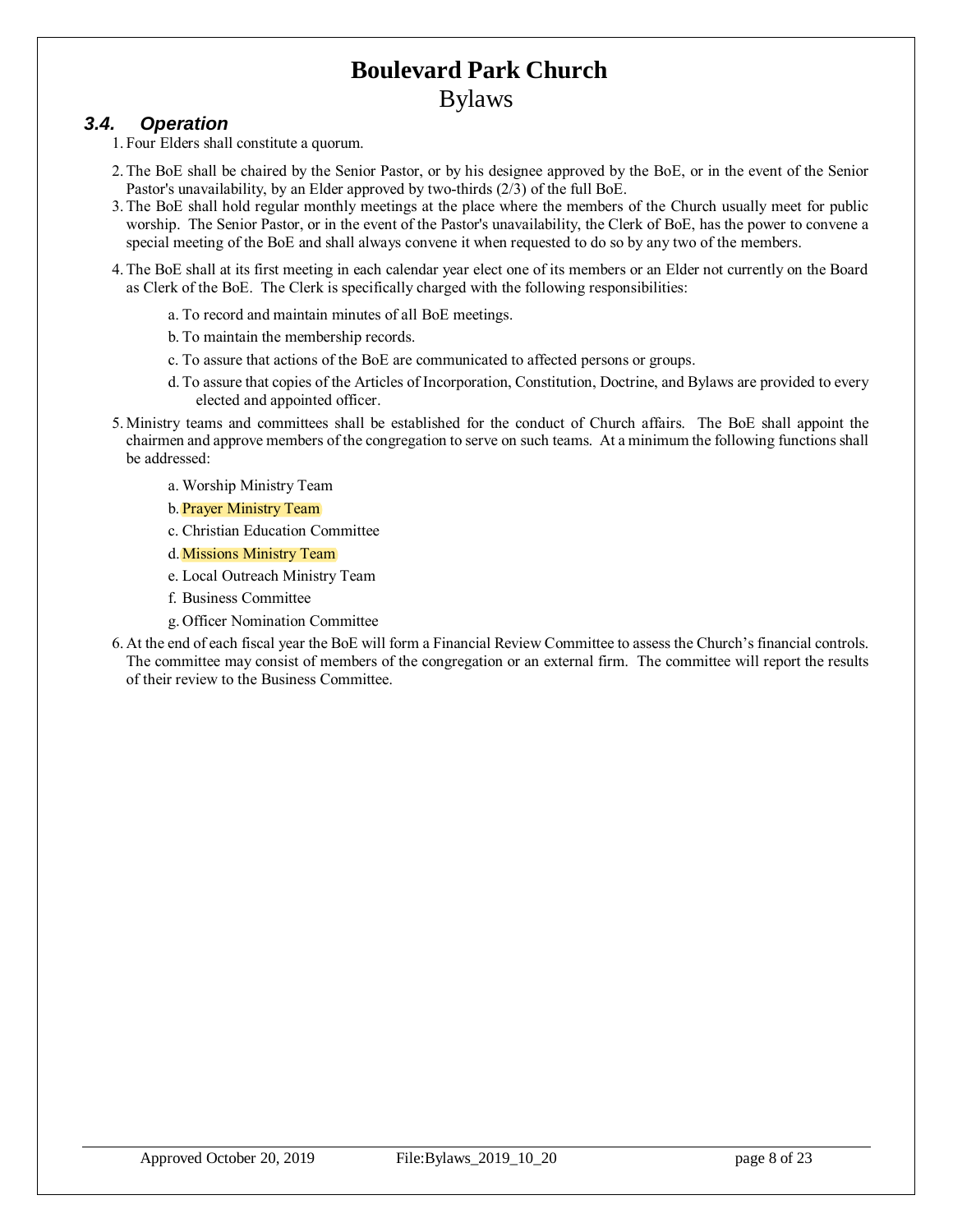### 3.4. *Operation*

1. Four Elders shall constitute a quorum.
2. The BoE shall be chaired by the Senior Pastor, or by his designee approved by the BoE, or in the event of the Senior Pastor's unavailability, by an Elder approved by two-thirds (2/3) of the full BoE.
3. The BoE shall hold regular monthly meetings at the place where the members of the Church usually meet for public worship. The Senior Pastor, or in the event of the Pastor's unavailability, the Clerk of BoE, has the power to convene a special meeting of the BoE and shall always convene it when requested to do so by any two of the members.
4. The BoE shall at its first meeting in each calendar year elect one of its members or an Elder not currently on the Board as Clerk of the BoE. The Clerk is specifically charged with the following responsibilities:
   a. To record and maintain minutes of all BoE meetings.
   b. To maintain the membership records.
   c. To assure that actions of the BoE are communicated to affected persons or groups.
   d. To assure that copies of the Articles of Incorporation, Constitution, Doctrine, and Bylaws are provided to every elected and appointed officer.
5. Ministry teams and committees shall be established for the conduct of Church affairs. The BoE shall appoint the chairmen and approve members of the congregation to serve on such teams. At a minimum the following functions shall be addressed:
   a. Worship Ministry Team
   b. Prayer Ministry Team
   c. Christian Education Committee
   d. Missions Ministry Team
   e. Local Outreach Ministry Team
   f. Business Committee
   g. Officer Nomination Committee
6. At the end of each fiscal year the BoE will form a Financial Review Committee to assess the Church's financial controls. The committee may consist of members of the congregation or an external firm. The committee will report the results of their review to the Business Committee.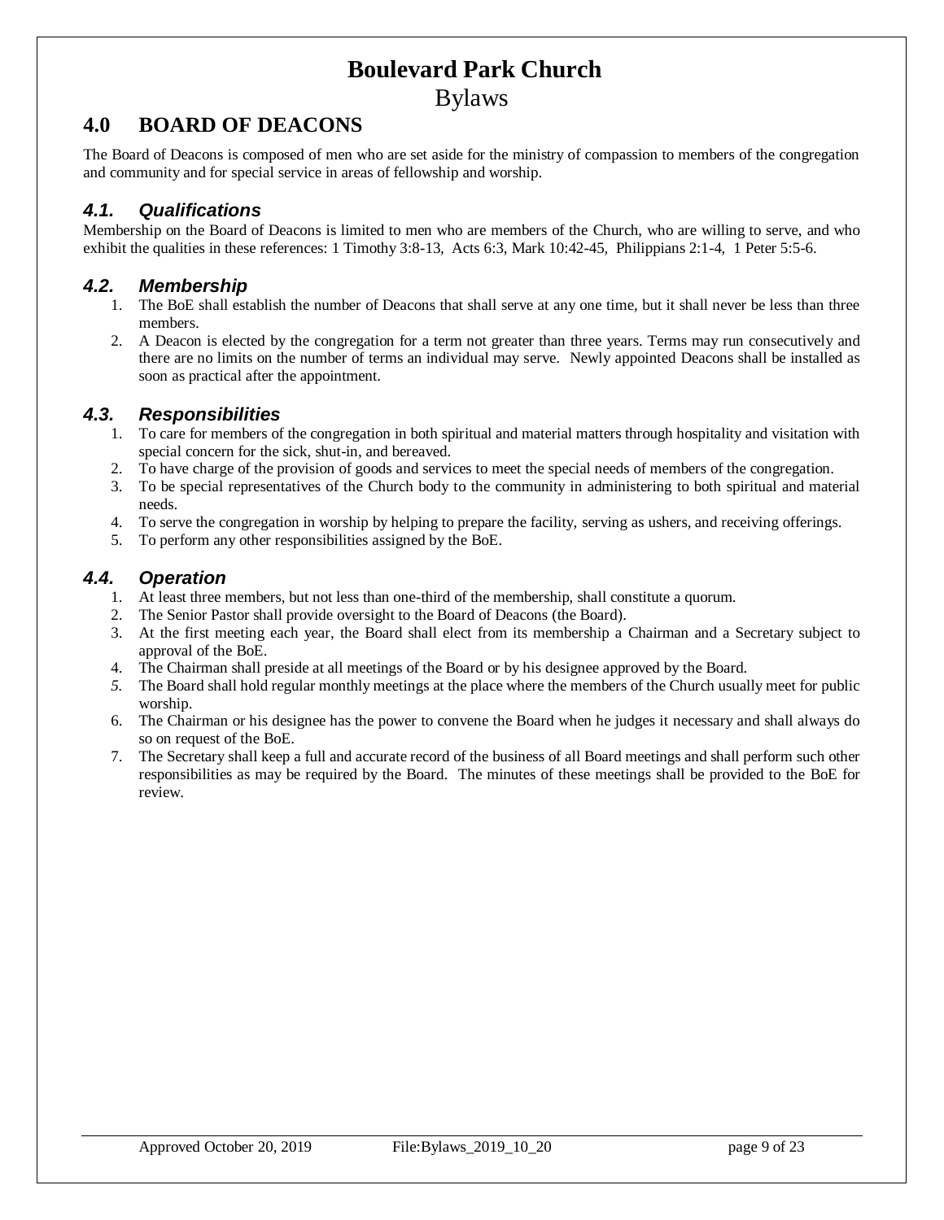# Boulevard Park Church

Bylaws

## 4.0 BOARD OF DEACONS

The Board of Deacons is composed of men who are set aside for the ministry of compassion to members of the congregation and community and for special service in areas of fellowship and worship.

### *4.1. Qualifications*

Membership on the Board of Deacons is limited to men who are members of the Church, who are willing to serve, and who exhibit the qualities in these references: 1 Timothy 3:8-13, Acts 6:3, Mark 10:42-45, Philippians 2:1-4, 1 Peter 5:5-6.

### *4.2. Membership*

1. The BoE shall establish the number of Deacons that shall serve at any one time, but it shall never be less than three members.
2. A Deacon is elected by the congregation for a term not greater than three years. Terms may run consecutively and there are no limits on the number of terms an individual may serve. Newly appointed Deacons shall be installed as soon as practical after the appointment.

### *4.3. Responsibilities*

1. To care for members of the congregation in both spiritual and material matters through hospitality and visitation with special concern for the sick, shut-in, and bereaved.
2. To have charge of the provision of goods and services to meet the special needs of members of the congregation.
3. To be special representatives of the Church body to the community in administering to both spiritual and material needs.
4. To serve the congregation in worship by helping to prepare the facility, serving as ushers, and receiving offerings.
5. To perform any other responsibilities assigned by the BoE.

### *4.4. Operation*

1. At least three members, but not less than one-third of the membership, shall constitute a quorum.
2. The Senior Pastor shall provide oversight to the Board of Deacons (the Board).
3. At the first meeting each year, the Board shall elect from its membership a Chairman and a Secretary subject to approval of the BoE.
4. The Chairman shall preside at all meetings of the Board or by his designee approved by the Board.
5. The Board shall hold regular monthly meetings at the place where the members of the Church usually meet for public worship.
6. The Chairman or his designee has the power to convene the Board when he judges it necessary and shall always do so on request of the BoE.
7. The Secretary shall keep a full and accurate record of the business of all Board meetings and shall perform such other responsibilities as may be required by the Board. The minutes of these meetings shall be provided to the BoE for review.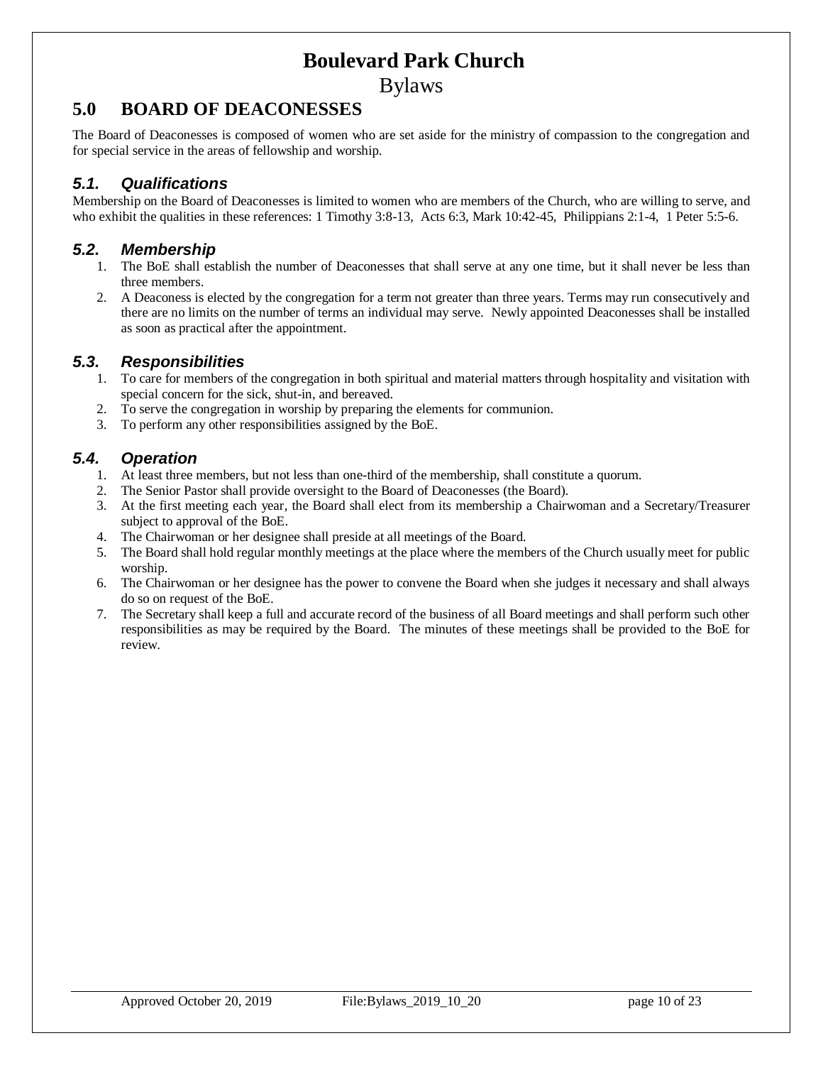## 5.0 BOARD OF DEACONESSES

The Board of Deaconesses is composed of women who are set aside for the ministry of compassion to the congregation and for special service in the areas of fellowship and worship.

### *5.1. Qualifications*

Membership on the Board of Deaconesses is limited to women who are members of the Church, who are willing to serve, and who exhibit the qualities in these references: 1 Timothy 3:8-13, Acts 6:3, Mark 10:42-45, Philippians 2:1-4, 1 Peter 5:5-6.

### *5.2. Membership*

1. The BoE shall establish the number of Deaconesses that shall serve at any one time, but it shall never be less than three members.
2. A Deaconess is elected by the congregation for a term not greater than three years. Terms may run consecutively and there are no limits on the number of terms an individual may serve. Newly appointed Deaconesses shall be installed as soon as practical after the appointment.

### *5.3. Responsibilities*

1. To care for members of the congregation in both spiritual and material matters through hospitality and visitation with special concern for the sick, shut-in, and bereaved.
2. To serve the congregation in worship by preparing the elements for communion.
3. To perform any other responsibilities assigned by the BoE.

### *5.4. Operation*

1. At least three members, but not less than one-third of the membership, shall constitute a quorum.
2. The Senior Pastor shall provide oversight to the Board of Deaconesses (the Board).
3. At the first meeting each year, the Board shall elect from its membership a Chairwoman and a Secretary/Treasurer subject to approval of the BoE.
4. The Chairwoman or her designee shall preside at all meetings of the Board.
5. The Board shall hold regular monthly meetings at the place where the members of the Church usually meet for public worship.
6. The Chairwoman or her designee has the power to convene the Board when she judges it necessary and shall always do so on request of the BoE.
7. The Secretary shall keep a full and accurate record of the business of all Board meetings and shall perform such other responsibilities as may be required by the Board. The minutes of these meetings shall be provided to the BoE for review.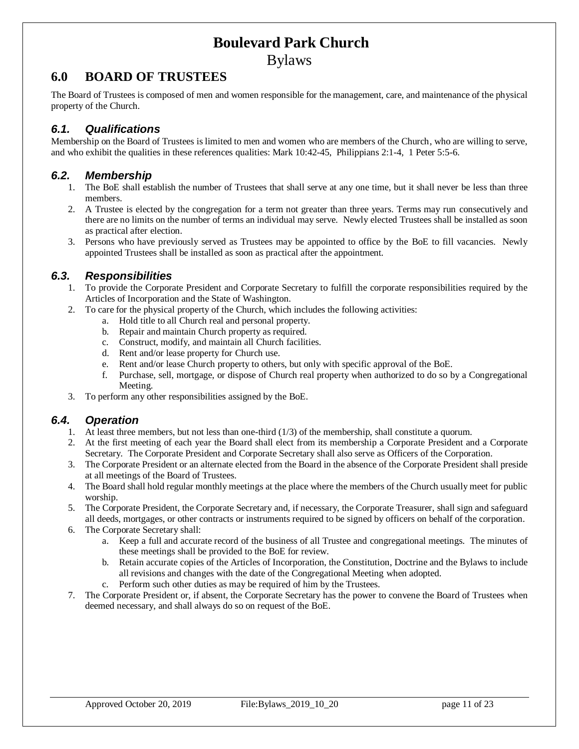# Boulevard Park Church

Bylaws

## 6.0 BOARD OF TRUSTEES

The Board of Trustees is composed of men and women responsible for the management, care, and maintenance of the physical property of the Church.

### *6.1. Qualifications*

Membership on the Board of Trustees is limited to men and women who are members of the Church, who are willing to serve, and who exhibit the qualities in these references qualities: Mark 10:42-45, Philippians 2:1-4, 1 Peter 5:5-6.

### *6.2. Membership*

1. The BoE shall establish the number of Trustees that shall serve at any one time, but it shall never be less than three members.
2. A Trustee is elected by the congregation for a term not greater than three years. Terms may run consecutively and there are no limits on the number of terms an individual may serve. Newly elected Trustees shall be installed as soon as practical after election.
3. Persons who have previously served as Trustees may be appointed to office by the BoE to fill vacancies. Newly appointed Trustees shall be installed as soon as practical after the appointment.

### *6.3. Responsibilities*

1. To provide the Corporate President and Corporate Secretary to fulfill the corporate responsibilities required by the Articles of Incorporation and the State of Washington.
2. To care for the physical property of the Church, which includes the following activities:
    a. Hold title to all Church real and personal property.
    b. Repair and maintain Church property as required.
    c. Construct, modify, and maintain all Church facilities.
    d. Rent and/or lease property for Church use.
    e. Rent and/or lease Church property to others, but only with specific approval of the BoE.
    f. Purchase, sell, mortgage, or dispose of Church real property when authorized to do so by a Congregational Meeting.
3. To perform any other responsibilities assigned by the BoE.

### *6.4. Operation*

1. At least three members, but not less than one-third (1/3) of the membership, shall constitute a quorum.
2. At the first meeting of each year the Board shall elect from its membership a Corporate President and a Corporate Secretary. The Corporate President and Corporate Secretary shall also serve as Officers of the Corporation.
3. The Corporate President or an alternate elected from the Board in the absence of the Corporate President shall preside at all meetings of the Board of Trustees.
4. The Board shall hold regular monthly meetings at the place where the members of the Church usually meet for public worship.
5. The Corporate President, the Corporate Secretary and, if necessary, the Corporate Treasurer, shall sign and safeguard all deeds, mortgages, or other contracts or instruments required to be signed by officers on behalf of the corporation.
6. The Corporate Secretary shall:
    a. Keep a full and accurate record of the business of all Trustee and congregational meetings. The minutes of these meetings shall be provided to the BoE for review.
    b. Retain accurate copies of the Articles of Incorporation, the Constitution, Doctrine and the Bylaws to include all revisions and changes with the date of the Congregational Meeting when adopted.
    c. Perform such other duties as may be required of him by the Trustees.
7. The Corporate President or, if absent, the Corporate Secretary has the power to convene the Board of Trustees when deemed necessary, and shall always do so on request of the BoE.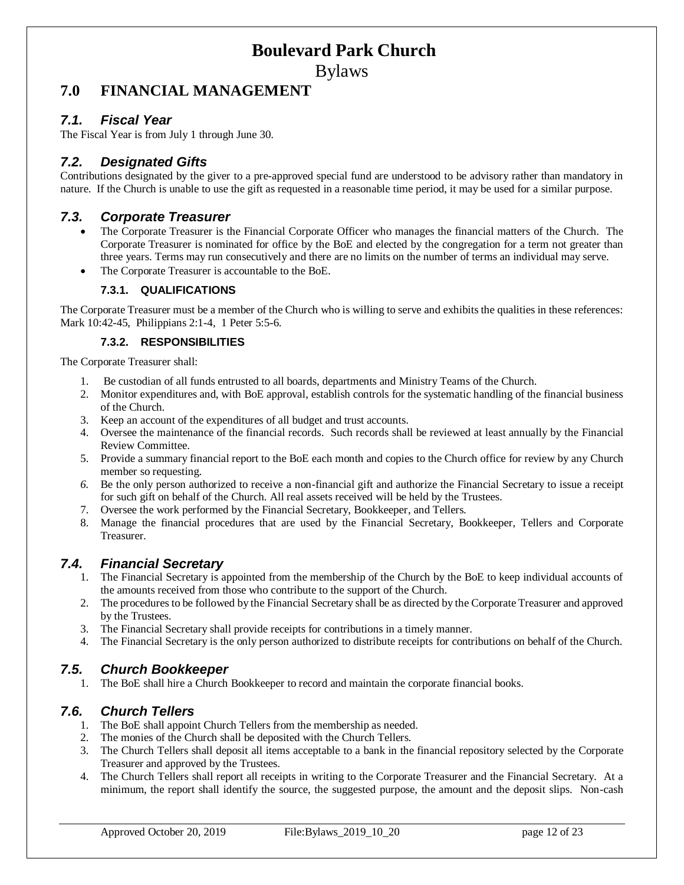# Boulevard Park Church

Bylaws

## 7.0 FINANCIAL MANAGEMENT

### *7.1. Fiscal Year*

The Fiscal Year is from July 1 through June 30.

### *7.2. Designated Gifts*

Contributions designated by the giver to a pre-approved special fund are understood to be advisory rather than mandatory in nature. If the Church is unable to use the gift as requested in a reasonable time period, it may be used for a similar purpose.

### *7.3. Corporate Treasurer*

- The Corporate Treasurer is the Financial Corporate Officer who manages the financial matters of the Church. The Corporate Treasurer is nominated for office by the BoE and elected by the congregation for a term not greater than three years. Terms may run consecutively and there are no limits on the number of terms an individual may serve.
- The Corporate Treasurer is accountable to the BoE.

#### 7.3.1. QUALIFICATIONS

The Corporate Treasurer must be a member of the Church who is willing to serve and exhibits the qualities in these references: Mark 10:42-45, Philippians 2:1-4, 1 Peter 5:5-6.

#### 7.3.2. RESPONSIBILITIES

The Corporate Treasurer shall:

1. Be custodian of all funds entrusted to all boards, departments and Ministry Teams of the Church.
2. Monitor expenditures and, with BoE approval, establish controls for the systematic handling of the financial business of the Church.
3. Keep an account of the expenditures of all budget and trust accounts.
4. Oversee the maintenance of the financial records. Such records shall be reviewed at least annually by the Financial Review Committee.
5. Provide a summary financial report to the BoE each month and copies to the Church office for review by any Church member so requesting.
6. Be the only person authorized to receive a non-financial gift and authorize the Financial Secretary to issue a receipt for such gift on behalf of the Church. All real assets received will be held by the Trustees.
7. Oversee the work performed by the Financial Secretary, Bookkeeper, and Tellers.
8. Manage the financial procedures that are used by the Financial Secretary, Bookkeeper, Tellers and Corporate Treasurer.

### *7.4. Financial Secretary*

1. The Financial Secretary is appointed from the membership of the Church by the BoE to keep individual accounts of the amounts received from those who contribute to the support of the Church.
2. The procedures to be followed by the Financial Secretary shall be as directed by the Corporate Treasurer and approved by the Trustees.
3. The Financial Secretary shall provide receipts for contributions in a timely manner.
4. The Financial Secretary is the only person authorized to distribute receipts for contributions on behalf of the Church.

### *7.5. Church Bookkeeper*

1. The BoE shall hire a Church Bookkeeper to record and maintain the corporate financial books.

### *7.6. Church Tellers*

1. The BoE shall appoint Church Tellers from the membership as needed.
2. The monies of the Church shall be deposited with the Church Tellers.
3. The Church Tellers shall deposit all items acceptable to a bank in the financial repository selected by the Corporate Treasurer and approved by the Trustees.
4. The Church Tellers shall report all receipts in writing to the Corporate Treasurer and the Financial Secretary. At a minimum, the report shall identify the source, the suggested purpose, the amount and the deposit slips. Non-cash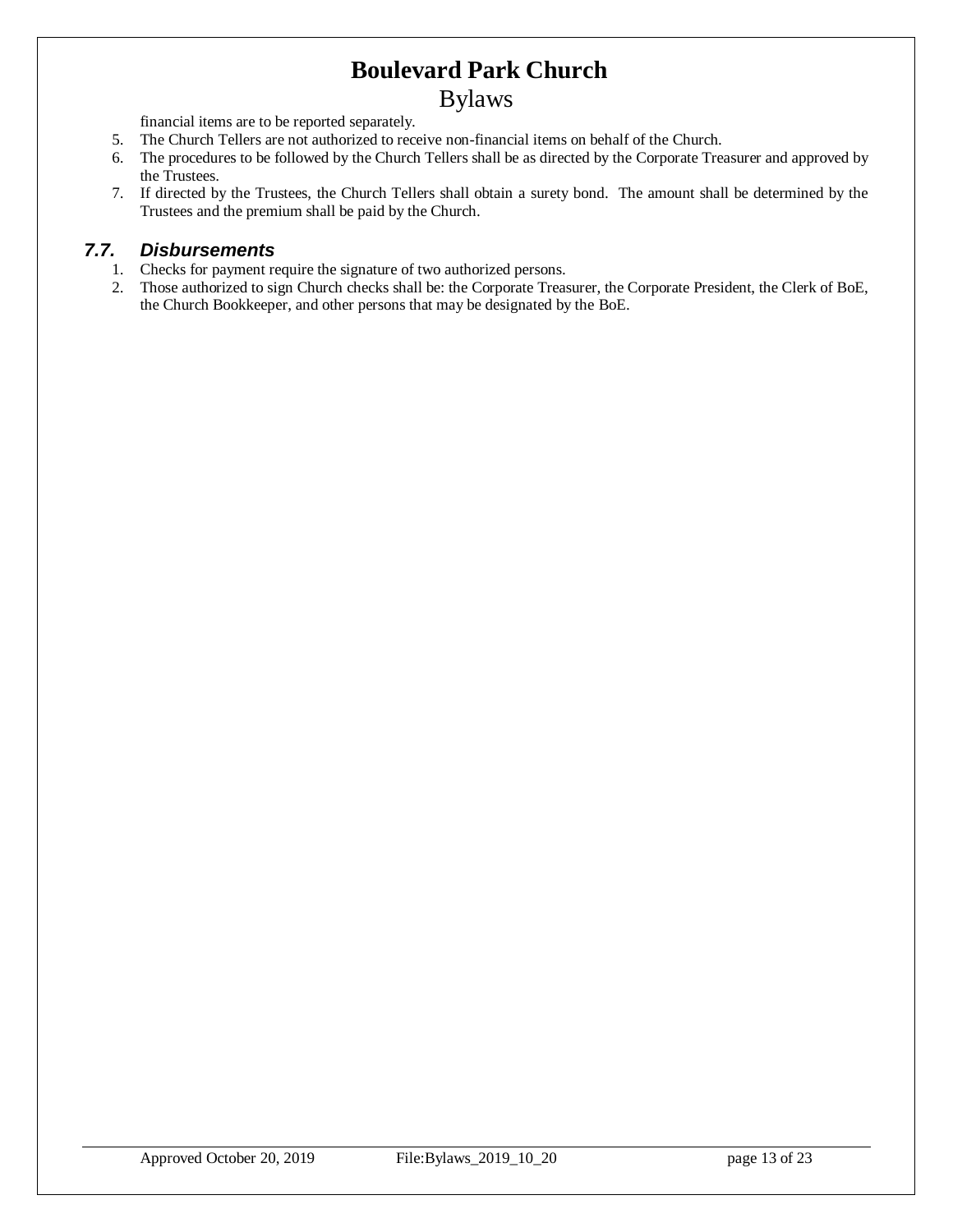financial items are to be reported separately.

5. The Church Tellers are not authorized to receive non-financial items on behalf of the Church.
6. The procedures to be followed by the Church Tellers shall be as directed by the Corporate Treasurer and approved by the Trustees.
7. If directed by the Trustees, the Church Tellers shall obtain a surety bond. The amount shall be determined by the Trustees and the premium shall be paid by the Church.

### *7.7. Disbursements*

1. Checks for payment require the signature of two authorized persons.
2. Those authorized to sign Church checks shall be: the Corporate Treasurer, the Corporate President, the Clerk of BoE, the Church Bookkeeper, and other persons that may be designated by the BoE.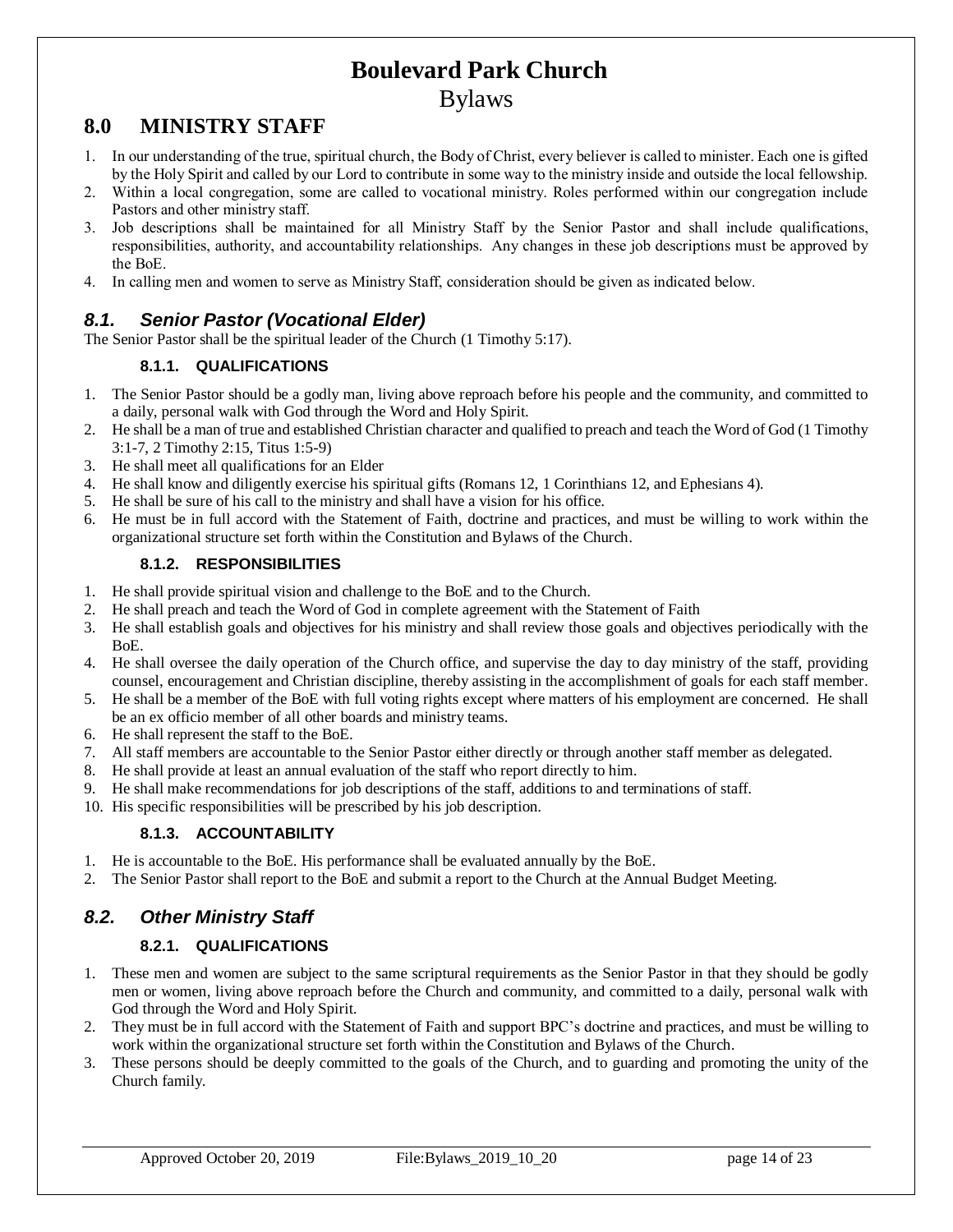# Boulevard Park Church
Bylaws

## 8.0 MINISTRY STAFF

1. In our understanding of the true, spiritual church, the Body of Christ, every believer is called to minister. Each one is gifted by the Holy Spirit and called by our Lord to contribute in some way to the ministry inside and outside the local fellowship.
2. Within a local congregation, some are called to vocational ministry. Roles performed within our congregation include Pastors and other ministry staff.
3. Job descriptions shall be maintained for all Ministry Staff by the Senior Pastor and shall include qualifications, responsibilities, authority, and accountability relationships. Any changes in these job descriptions must be approved by the BoE.
4. In calling men and women to serve as Ministry Staff, consideration should be given as indicated below.

### *8.1. Senior Pastor (Vocational Elder)*

The Senior Pastor shall be the spiritual leader of the Church (1 Timothy 5:17).

#### 8.1.1. QUALIFICATIONS

1. The Senior Pastor should be a godly man, living above reproach before his people and the community, and committed to a daily, personal walk with God through the Word and Holy Spirit.
2. He shall be a man of true and established Christian character and qualified to preach and teach the Word of God (1 Timothy 3:1-7, 2 Timothy 2:15, Titus 1:5-9)
3. He shall meet all qualifications for an Elder
4. He shall know and diligently exercise his spiritual gifts (Romans 12, 1 Corinthians 12, and Ephesians 4).
5. He shall be sure of his call to the ministry and shall have a vision for his office.
6. He must be in full accord with the Statement of Faith, doctrine and practices, and must be willing to work within the organizational structure set forth within the Constitution and Bylaws of the Church.

#### 8.1.2. RESPONSIBILITIES

1. He shall provide spiritual vision and challenge to the BoE and to the Church.
2. He shall preach and teach the Word of God in complete agreement with the Statement of Faith
3. He shall establish goals and objectives for his ministry and shall review those goals and objectives periodically with the BoE.
4. He shall oversee the daily operation of the Church office, and supervise the day to day ministry of the staff, providing counsel, encouragement and Christian discipline, thereby assisting in the accomplishment of goals for each staff member.
5. He shall be a member of the BoE with full voting rights except where matters of his employment are concerned. He shall be an ex officio member of all other boards and ministry teams.
6. He shall represent the staff to the BoE.
7. All staff members are accountable to the Senior Pastor either directly or through another staff member as delegated.
8. He shall provide at least an annual evaluation of the staff who report directly to him.
9. He shall make recommendations for job descriptions of the staff, additions to and terminations of staff.
10. His specific responsibilities will be prescribed by his job description.

#### 8.1.3. ACCOUNTABILITY

1. He is accountable to the BoE. His performance shall be evaluated annually by the BoE.
2. The Senior Pastor shall report to the BoE and submit a report to the Church at the Annual Budget Meeting.

### *8.2. Other Ministry Staff*

#### 8.2.1. QUALIFICATIONS

1. These men and women are subject to the same scriptural requirements as the Senior Pastor in that they should be godly men or women, living above reproach before the Church and community, and committed to a daily, personal walk with God through the Word and Holy Spirit.
2. They must be in full accord with the Statement of Faith and support BPC's doctrine and practices, and must be willing to work within the organizational structure set forth within the Constitution and Bylaws of the Church.
3. These persons should be deeply committed to the goals of the Church, and to guarding and promoting the unity of the Church family.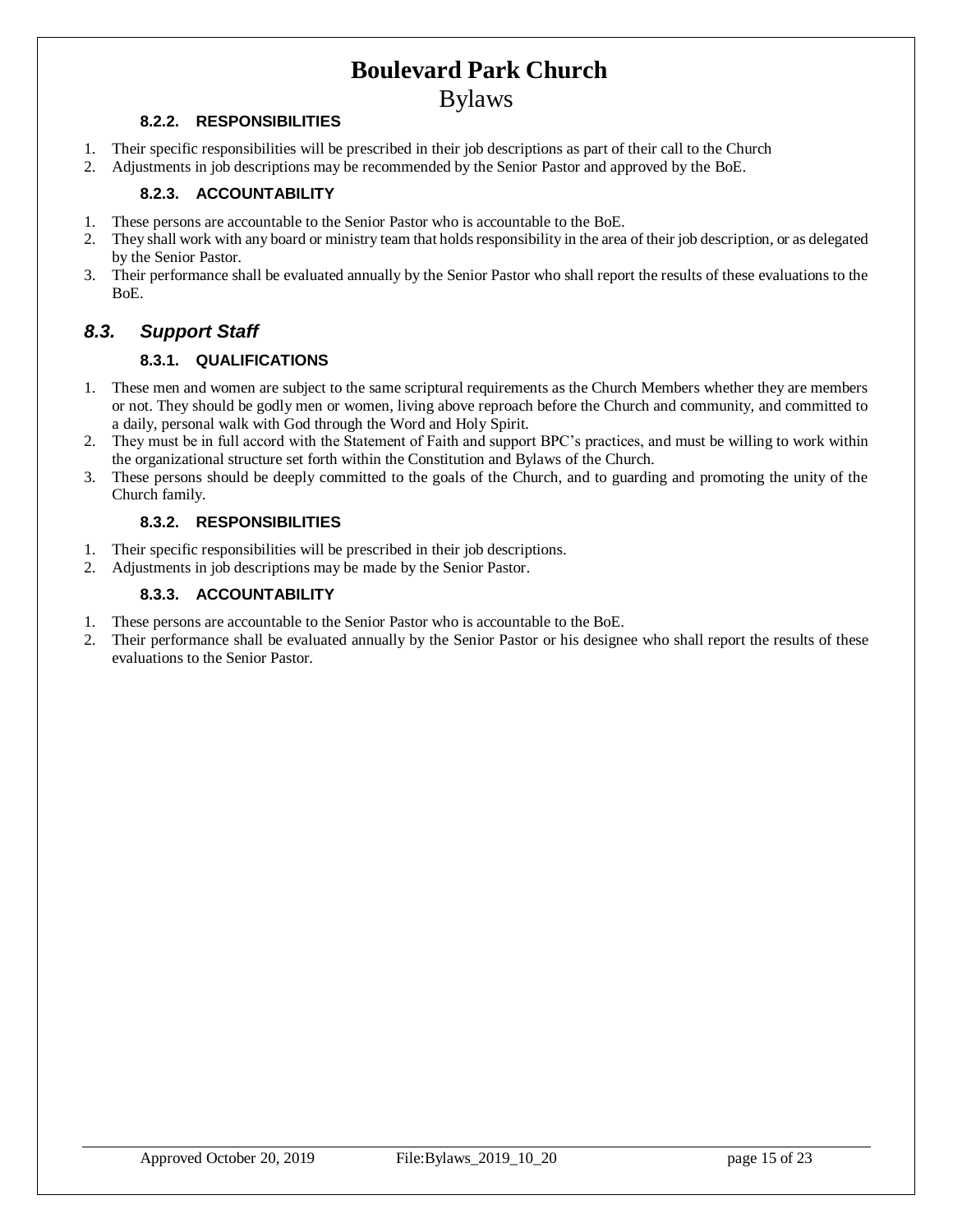#### 8.2.2. RESPONSIBILITIES

1. Their specific responsibilities will be prescribed in their job descriptions as part of their call to the Church
2. Adjustments in job descriptions may be recommended by the Senior Pastor and approved by the BoE.

#### 8.2.3. ACCOUNTABILITY

1. These persons are accountable to the Senior Pastor who is accountable to the BoE.
2. They shall work with any board or ministry team that holds responsibility in the area of their job description, or as delegated by the Senior Pastor.
3. Their performance shall be evaluated annually by the Senior Pastor who shall report the results of these evaluations to the BoE.

### *8.3. Support Staff*

#### 8.3.1. QUALIFICATIONS

1. These men and women are subject to the same scriptural requirements as the Church Members whether they are members or not. They should be godly men or women, living above reproach before the Church and community, and committed to a daily, personal walk with God through the Word and Holy Spirit.
2. They must be in full accord with the Statement of Faith and support BPC's practices, and must be willing to work within the organizational structure set forth within the Constitution and Bylaws of the Church.
3. These persons should be deeply committed to the goals of the Church, and to guarding and promoting the unity of the Church family.

#### 8.3.2. RESPONSIBILITIES

1. Their specific responsibilities will be prescribed in their job descriptions.
2. Adjustments in job descriptions may be made by the Senior Pastor.

#### 8.3.3. ACCOUNTABILITY

1. These persons are accountable to the Senior Pastor who is accountable to the BoE.
2. Their performance shall be evaluated annually by the Senior Pastor or his designee who shall report the results of these evaluations to the Senior Pastor.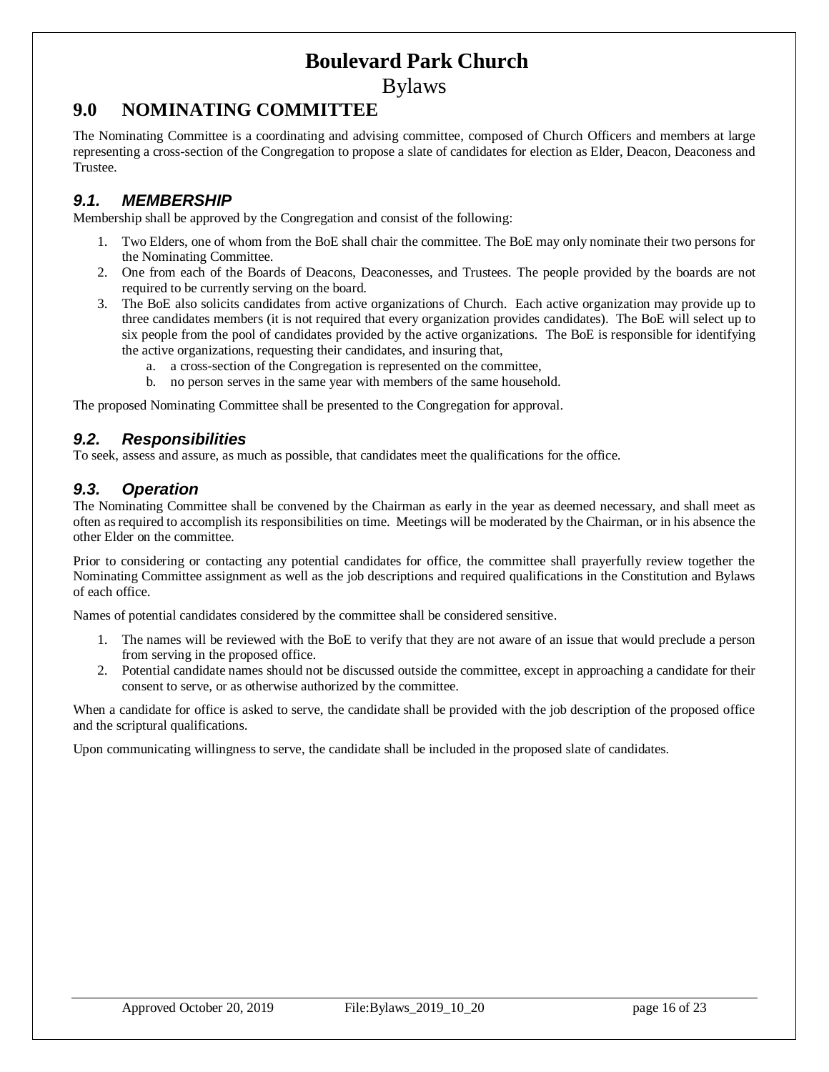# Boulevard Park Church

Bylaws

## 9.0 NOMINATING COMMITTEE

The Nominating Committee is a coordinating and advising committee, composed of Church Officers and members at large representing a cross-section of the Congregation to propose a slate of candidates for election as Elder, Deacon, Deaconess and Trustee.

### *9.1. MEMBERSHIP*

Membership shall be approved by the Congregation and consist of the following:

1. Two Elders, one of whom from the BoE shall chair the committee. The BoE may only nominate their two persons for the Nominating Committee.
2. One from each of the Boards of Deacons, Deaconesses, and Trustees. The people provided by the boards are not required to be currently serving on the board.
3. The BoE also solicits candidates from active organizations of Church. Each active organization may provide up to three candidates members (it is not required that every organization provides candidates). The BoE will select up to six people from the pool of candidates provided by the active organizations. The BoE is responsible for identifying the active organizations, requesting their candidates, and insuring that,
   a. a cross-section of the Congregation is represented on the committee,
   b. no person serves in the same year with members of the same household.

The proposed Nominating Committee shall be presented to the Congregation for approval.

### *9.2. Responsibilities*

To seek, assess and assure, as much as possible, that candidates meet the qualifications for the office.

### *9.3. Operation*

The Nominating Committee shall be convened by the Chairman as early in the year as deemed necessary, and shall meet as often as required to accomplish its responsibilities on time. Meetings will be moderated by the Chairman, or in his absence the other Elder on the committee.

Prior to considering or contacting any potential candidates for office, the committee shall prayerfully review together the Nominating Committee assignment as well as the job descriptions and required qualifications in the Constitution and Bylaws of each office.

Names of potential candidates considered by the committee shall be considered sensitive.

1. The names will be reviewed with the BoE to verify that they are not aware of an issue that would preclude a person from serving in the proposed office.
2. Potential candidate names should not be discussed outside the committee, except in approaching a candidate for their consent to serve, or as otherwise authorized by the committee.

When a candidate for office is asked to serve, the candidate shall be provided with the job description of the proposed office and the scriptural qualifications.

Upon communicating willingness to serve, the candidate shall be included in the proposed slate of candidates.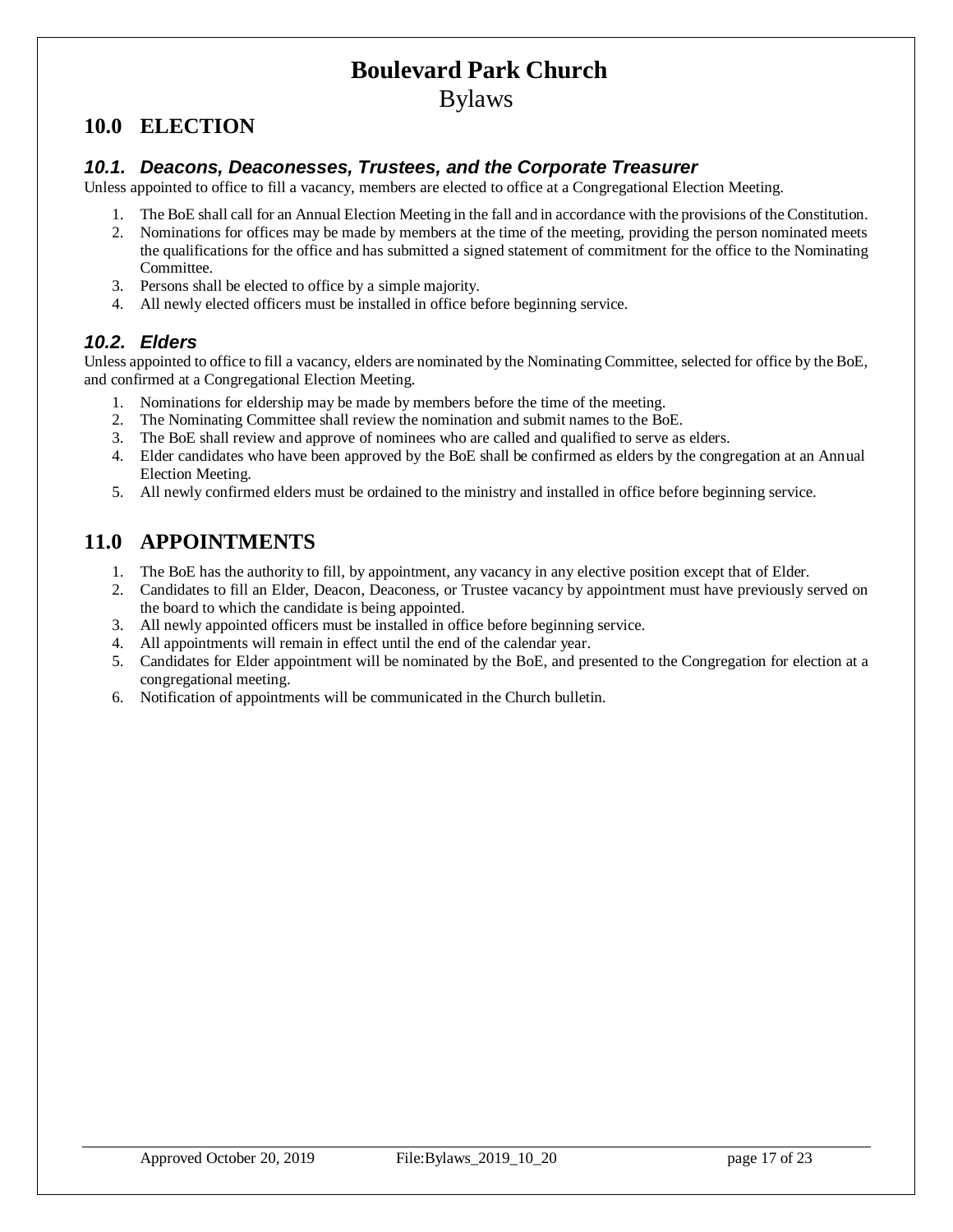## 10.0 ELECTION

### *10.1. Deacons, Deaconesses, Trustees, and the Corporate Treasurer*

Unless appointed to office to fill a vacancy, members are elected to office at a Congregational Election Meeting.

1. The BoE shall call for an Annual Election Meeting in the fall and in accordance with the provisions of the Constitution.
2. Nominations for offices may be made by members at the time of the meeting, providing the person nominated meets the qualifications for the office and has submitted a signed statement of commitment for the office to the Nominating Committee.
3. Persons shall be elected to office by a simple majority.
4. All newly elected officers must be installed in office before beginning service.

### *10.2. Elders*

Unless appointed to office to fill a vacancy, elders are nominated by the Nominating Committee, selected for office by the BoE, and confirmed at a Congregational Election Meeting.

1. Nominations for eldership may be made by members before the time of the meeting.
2. The Nominating Committee shall review the nomination and submit names to the BoE.
3. The BoE shall review and approve of nominees who are called and qualified to serve as elders.
4. Elder candidates who have been approved by the BoE shall be confirmed as elders by the congregation at an Annual Election Meeting.
5. All newly confirmed elders must be ordained to the ministry and installed in office before beginning service.

## 11.0 APPOINTMENTS

1. The BoE has the authority to fill, by appointment, any vacancy in any elective position except that of Elder.
2. Candidates to fill an Elder, Deacon, Deaconess, or Trustee vacancy by appointment must have previously served on the board to which the candidate is being appointed.
3. All newly appointed officers must be installed in office before beginning service.
4. All appointments will remain in effect until the end of the calendar year.
5. Candidates for Elder appointment will be nominated by the BoE, and presented to the Congregation for election at a congregational meeting.
6. Notification of appointments will be communicated in the Church bulletin.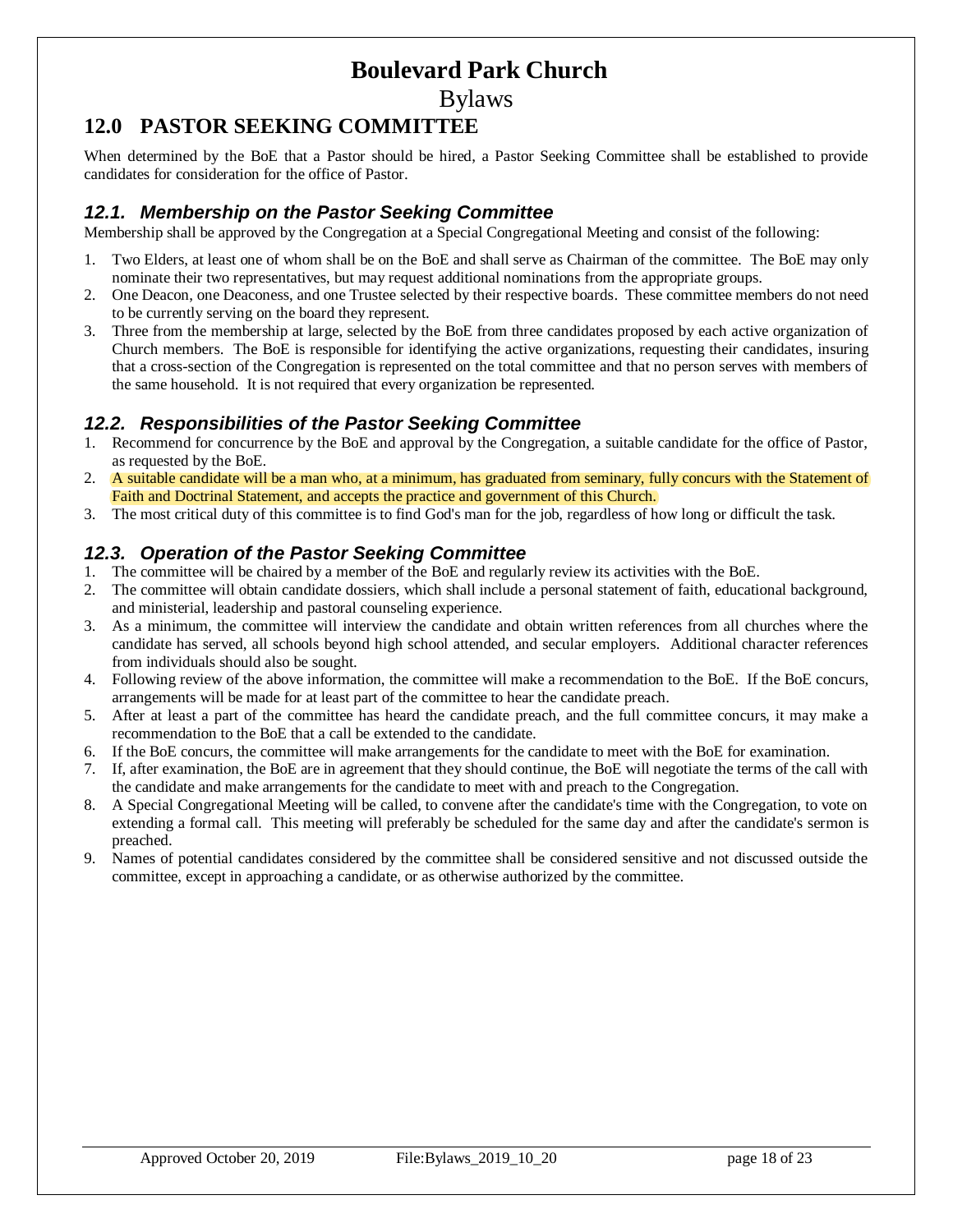## 12.0 PASTOR SEEKING COMMITTEE

When determined by the BoE that a Pastor should be hired, a Pastor Seeking Committee shall be established to provide candidates for consideration for the office of Pastor.

### *12.1. Membership on the Pastor Seeking Committee*

Membership shall be approved by the Congregation at a Special Congregational Meeting and consist of the following:

1. Two Elders, at least one of whom shall be on the BoE and shall serve as Chairman of the committee. The BoE may only nominate their two representatives, but may request additional nominations from the appropriate groups.
2. One Deacon, one Deaconess, and one Trustee selected by their respective boards. These committee members do not need to be currently serving on the board they represent.
3. Three from the membership at large, selected by the BoE from three candidates proposed by each active organization of Church members. The BoE is responsible for identifying the active organizations, requesting their candidates, insuring that a cross-section of the Congregation is represented on the total committee and that no person serves with members of the same household. It is not required that every organization be represented.

### *12.2. Responsibilities of the Pastor Seeking Committee*

1. Recommend for concurrence by the BoE and approval by the Congregation, a suitable candidate for the office of Pastor, as requested by the BoE.
2. A suitable candidate will be a man who, at a minimum, has graduated from seminary, fully concurs with the Statement of Faith and Doctrinal Statement, and accepts the practice and government of this Church.
3. The most critical duty of this committee is to find God's man for the job, regardless of how long or difficult the task.

### *12.3. Operation of the Pastor Seeking Committee*

1. The committee will be chaired by a member of the BoE and regularly review its activities with the BoE.
2. The committee will obtain candidate dossiers, which shall include a personal statement of faith, educational background, and ministerial, leadership and pastoral counseling experience.
3. As a minimum, the committee will interview the candidate and obtain written references from all churches where the candidate has served, all schools beyond high school attended, and secular employers. Additional character references from individuals should also be sought.
4. Following review of the above information, the committee will make a recommendation to the BoE. If the BoE concurs, arrangements will be made for at least part of the committee to hear the candidate preach.
5. After at least a part of the committee has heard the candidate preach, and the full committee concurs, it may make a recommendation to the BoE that a call be extended to the candidate.
6. If the BoE concurs, the committee will make arrangements for the candidate to meet with the BoE for examination.
7. If, after examination, the BoE are in agreement that they should continue, the BoE will negotiate the terms of the call with the candidate and make arrangements for the candidate to meet with and preach to the Congregation.
8. A Special Congregational Meeting will be called, to convene after the candidate's time with the Congregation, to vote on extending a formal call. This meeting will preferably be scheduled for the same day and after the candidate's sermon is preached.
9. Names of potential candidates considered by the committee shall be considered sensitive and not discussed outside the committee, except in approaching a candidate, or as otherwise authorized by the committee.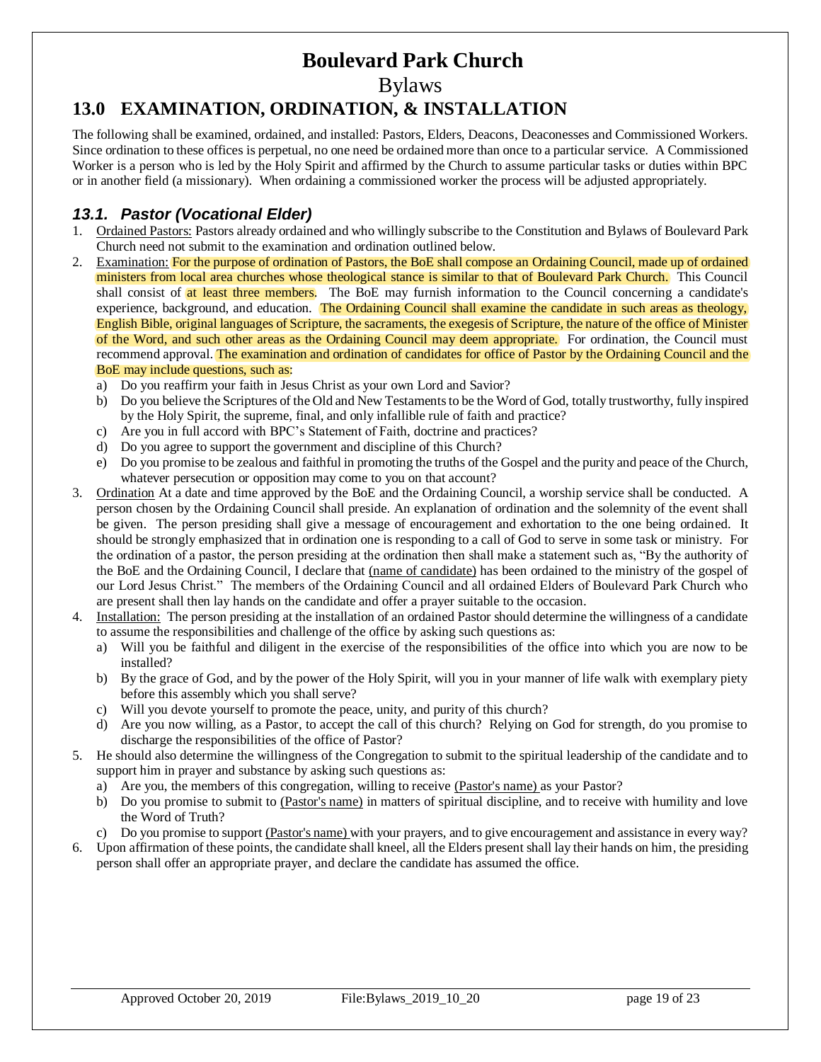# Boulevard Park Church

Bylaws

## 13.0 EXAMINATION, ORDINATION, & INSTALLATION

The following shall be examined, ordained, and installed: Pastors, Elders, Deacons, Deaconesses and Commissioned Workers. Since ordination to these offices is perpetual, no one need be ordained more than once to a particular service. A Commissioned Worker is a person who is led by the Holy Spirit and affirmed by the Church to assume particular tasks or duties within BPC or in another field (a missionary). When ordaining a commissioned worker the process will be adjusted appropriately.

### *13.1. Pastor (Vocational Elder)*

1. Ordained Pastors: Pastors already ordained and who willingly subscribe to the Constitution and Bylaws of Boulevard Park Church need not submit to the examination and ordination outlined below.
2. Examination: For the purpose of ordination of Pastors, the BoE shall compose an Ordaining Council, made up of ordained ministers from local area churches whose theological stance is similar to that of Boulevard Park Church. This Council shall consist of at least three members. The BoE may furnish information to the Council concerning a candidate's experience, background, and education. The Ordaining Council shall examine the candidate in such areas as theology, English Bible, original languages of Scripture, the sacraments, the exegesis of Scripture, the nature of the office of Minister of the Word, and such other areas as the Ordaining Council may deem appropriate. For ordination, the Council must recommend approval. The examination and ordination of candidates for office of Pastor by the Ordaining Council and the BoE may include questions, such as:
   a) Do you reaffirm your faith in Jesus Christ as your own Lord and Savior?
   b) Do you believe the Scriptures of the Old and New Testaments to be the Word of God, totally trustworthy, fully inspired by the Holy Spirit, the supreme, final, and only infallible rule of faith and practice?
   c) Are you in full accord with BPC's Statement of Faith, doctrine and practices?
   d) Do you agree to support the government and discipline of this Church?
   e) Do you promise to be zealous and faithful in promoting the truths of the Gospel and the purity and peace of the Church, whatever persecution or opposition may come to you on that account?
3. Ordination At a date and time approved by the BoE and the Ordaining Council, a worship service shall be conducted. A person chosen by the Ordaining Council shall preside. An explanation of ordination and the solemnity of the event shall be given. The person presiding shall give a message of encouragement and exhortation to the one being ordained. It should be strongly emphasized that in ordination one is responding to a call of God to serve in some task or ministry. For the ordination of a pastor, the person presiding at the ordination then shall make a statement such as, "By the authority of the BoE and the Ordaining Council, I declare that (name of candidate) has been ordained to the ministry of the gospel of our Lord Jesus Christ." The members of the Ordaining Council and all ordained Elders of Boulevard Park Church who are present shall then lay hands on the candidate and offer a prayer suitable to the occasion.
4. Installation: The person presiding at the installation of an ordained Pastor should determine the willingness of a candidate to assume the responsibilities and challenge of the office by asking such questions as:
   a) Will you be faithful and diligent in the exercise of the responsibilities of the office into which you are now to be installed?
   b) By the grace of God, and by the power of the Holy Spirit, will you in your manner of life walk with exemplary piety before this assembly which you shall serve?
   c) Will you devote yourself to promote the peace, unity, and purity of this church?
   d) Are you now willing, as a Pastor, to accept the call of this church? Relying on God for strength, do you promise to discharge the responsibilities of the office of Pastor?
5. He should also determine the willingness of the Congregation to submit to the spiritual leadership of the candidate and to support him in prayer and substance by asking such questions as:
   a) Are you, the members of this congregation, willing to receive (Pastor's name) as your Pastor?
   b) Do you promise to submit to (Pastor's name) in matters of spiritual discipline, and to receive with humility and love the Word of Truth?
   c) Do you promise to support (Pastor's name) with your prayers, and to give encouragement and assistance in every way?
6. Upon affirmation of these points, the candidate shall kneel, all the Elders present shall lay their hands on him, the presiding person shall offer an appropriate prayer, and declare the candidate has assumed the office.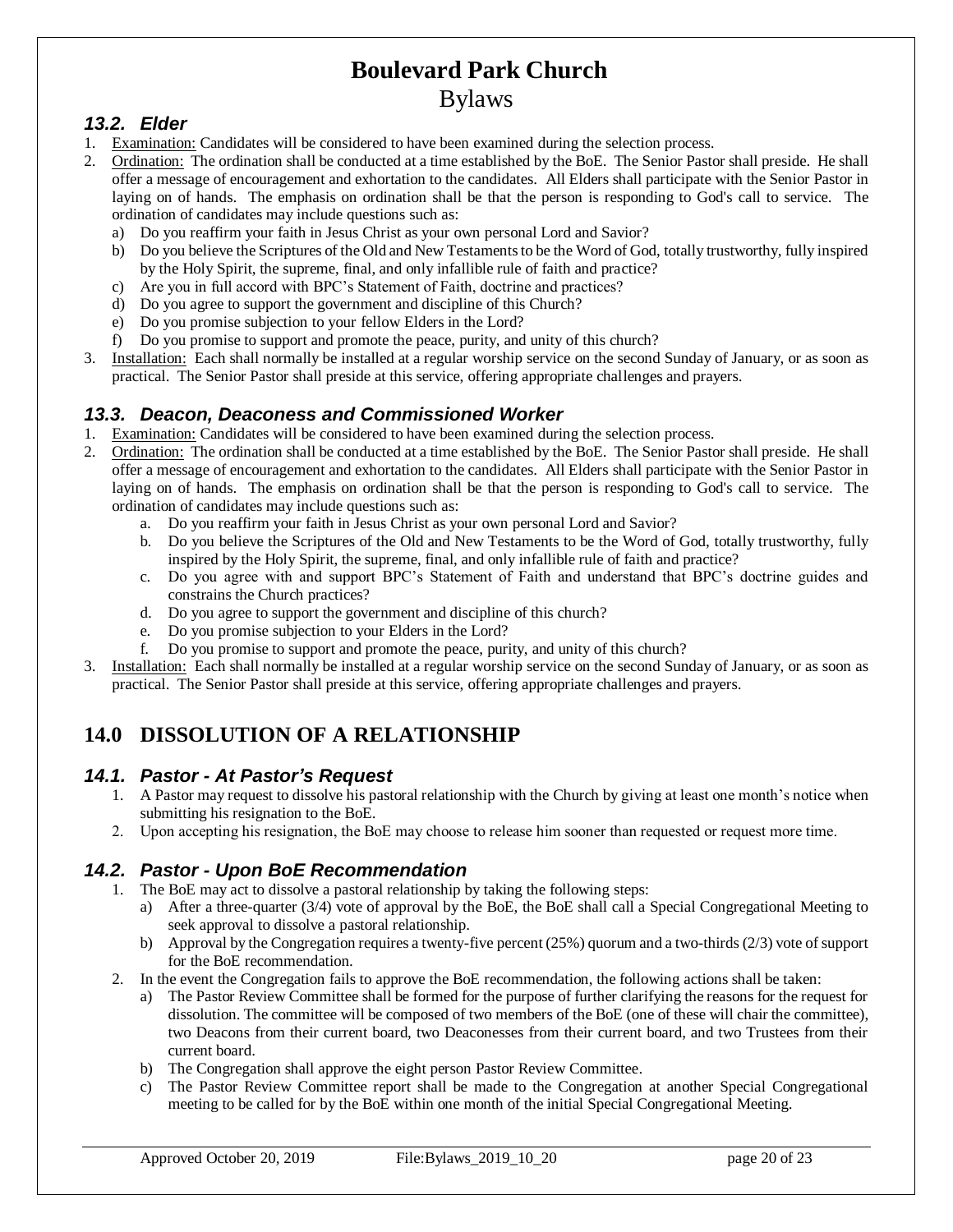### 13.2. Elder

1. Examination: Candidates will be considered to have been examined during the selection process.
2. Ordination: The ordination shall be conducted at a time established by the BoE. The Senior Pastor shall preside. He shall offer a message of encouragement and exhortation to the candidates. All Elders shall participate with the Senior Pastor in laying on of hands. The emphasis on ordination shall be that the person is responding to God's call to service. The ordination of candidates may include questions such as:
   a) Do you reaffirm your faith in Jesus Christ as your own personal Lord and Savior?
   b) Do you believe the Scriptures of the Old and New Testaments to be the Word of God, totally trustworthy, fully inspired by the Holy Spirit, the supreme, final, and only infallible rule of faith and practice?
   c) Are you in full accord with BPC's Statement of Faith, doctrine and practices?
   d) Do you agree to support the government and discipline of this Church?
   e) Do you promise subjection to your fellow Elders in the Lord?
   f) Do you promise to support and promote the peace, purity, and unity of this church?
3. Installation: Each shall normally be installed at a regular worship service on the second Sunday of January, or as soon as practical. The Senior Pastor shall preside at this service, offering appropriate challenges and prayers.

### 13.3. Deacon, Deaconess and Commissioned Worker

1. Examination: Candidates will be considered to have been examined during the selection process.
2. Ordination: The ordination shall be conducted at a time established by the BoE. The Senior Pastor shall preside. He shall offer a message of encouragement and exhortation to the candidates. All Elders shall participate with the Senior Pastor in laying on of hands. The emphasis on ordination shall be that the person is responding to God's call to service. The ordination of candidates may include questions such as:
   a. Do you reaffirm your faith in Jesus Christ as your own personal Lord and Savior?
   b. Do you believe the Scriptures of the Old and New Testaments to be the Word of God, totally trustworthy, fully inspired by the Holy Spirit, the supreme, final, and only infallible rule of faith and practice?
   c. Do you agree with and support BPC's Statement of Faith and understand that BPC's doctrine guides and constrains the Church practices?
   d. Do you agree to support the government and discipline of this church?
   e. Do you promise subjection to your Elders in the Lord?
   f. Do you promise to support and promote the peace, purity, and unity of this church?
3. Installation: Each shall normally be installed at a regular worship service on the second Sunday of January, or as soon as practical. The Senior Pastor shall preside at this service, offering appropriate challenges and prayers.

## 14.0 DISSOLUTION OF A RELATIONSHIP

### 14.1. Pastor - At Pastor's Request

1. A Pastor may request to dissolve his pastoral relationship with the Church by giving at least one month's notice when submitting his resignation to the BoE.
2. Upon accepting his resignation, the BoE may choose to release him sooner than requested or request more time.

### 14.2. Pastor - Upon BoE Recommendation

1. The BoE may act to dissolve a pastoral relationship by taking the following steps:
   a) After a three-quarter (3/4) vote of approval by the BoE, the BoE shall call a Special Congregational Meeting to seek approval to dissolve a pastoral relationship.
   b) Approval by the Congregation requires a twenty-five percent (25%) quorum and a two-thirds (2/3) vote of support for the BoE recommendation.
2. In the event the Congregation fails to approve the BoE recommendation, the following actions shall be taken:
   a) The Pastor Review Committee shall be formed for the purpose of further clarifying the reasons for the request for dissolution. The committee will be composed of two members of the BoE (one of these will chair the committee), two Deacons from their current board, two Deaconesses from their current board, and two Trustees from their current board.
   b) The Congregation shall approve the eight person Pastor Review Committee.
   c) The Pastor Review Committee report shall be made to the Congregation at another Special Congregational meeting to be called for by the BoE within one month of the initial Special Congregational Meeting.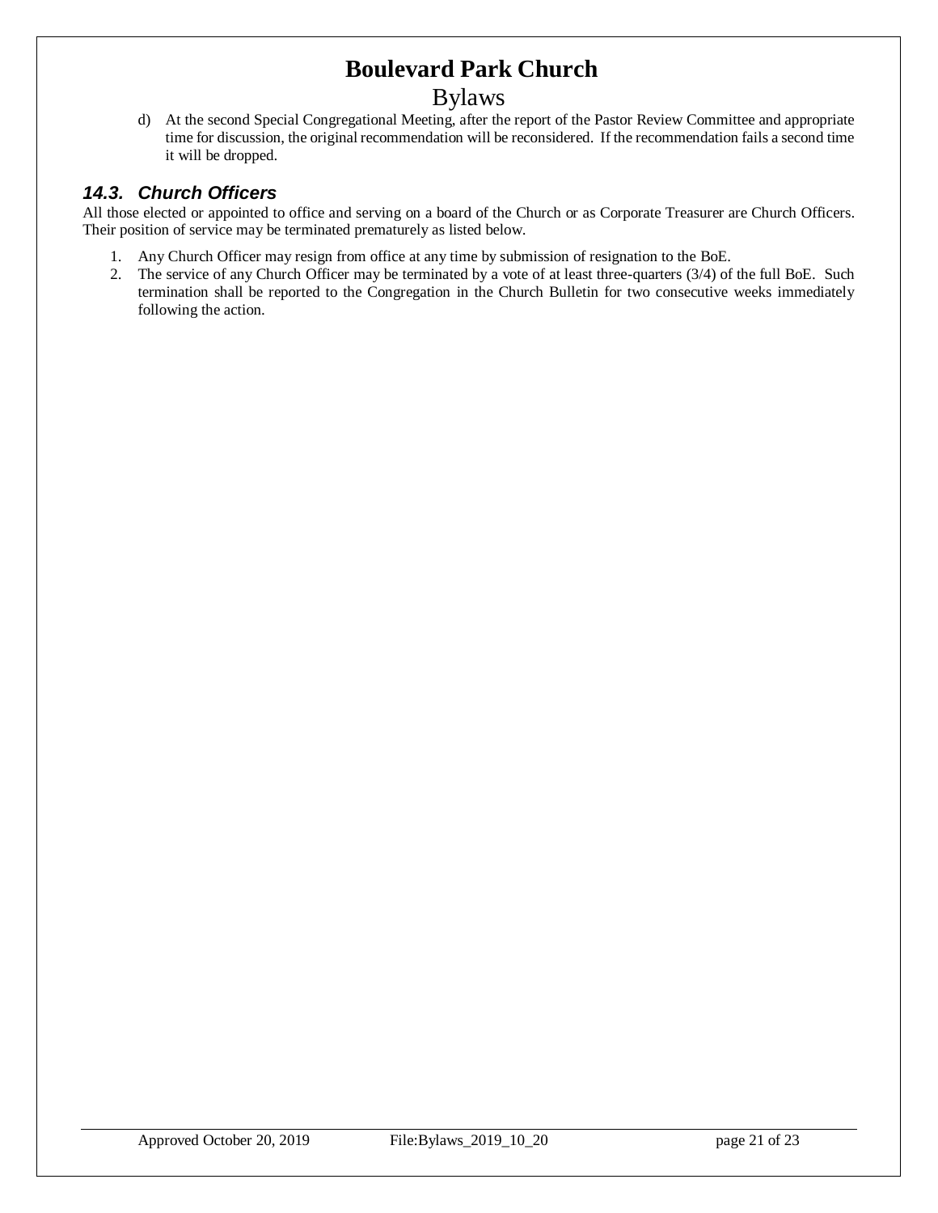d) At the second Special Congregational Meeting, after the report of the Pastor Review Committee and appropriate time for discussion, the original recommendation will be reconsidered. If the recommendation fails a second time it will be dropped.

### *14.3. Church Officers*

All those elected or appointed to office and serving on a board of the Church or as Corporate Treasurer are Church Officers. Their position of service may be terminated prematurely as listed below.

1. Any Church Officer may resign from office at any time by submission of resignation to the BoE.
2. The service of any Church Officer may be terminated by a vote of at least three-quarters (3/4) of the full BoE. Such termination shall be reported to the Congregation in the Church Bulletin for two consecutive weeks immediately following the action.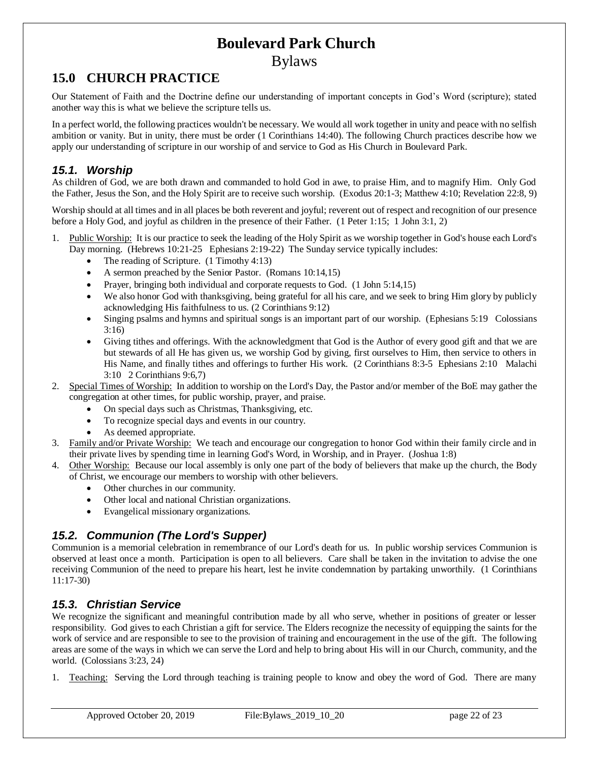# Boulevard Park Church

Bylaws

## 15.0 CHURCH PRACTICE

Our Statement of Faith and the Doctrine define our understanding of important concepts in God's Word (scripture); stated another way this is what we believe the scripture tells us.

In a perfect world, the following practices wouldn't be necessary. We would all work together in unity and peace with no selfish ambition or vanity. But in unity, there must be order (1 Corinthians 14:40). The following Church practices describe how we apply our understanding of scripture in our worship of and service to God as His Church in Boulevard Park.

### *15.1. Worship*

As children of God, we are both drawn and commanded to hold God in awe, to praise Him, and to magnify Him. Only God the Father, Jesus the Son, and the Holy Spirit are to receive such worship. (Exodus 20:1-3; Matthew 4:10; Revelation 22:8, 9)

Worship should at all times and in all places be both reverent and joyful; reverent out of respect and recognition of our presence before a Holy God, and joyful as children in the presence of their Father. (1 Peter 1:15; 1 John 3:1, 2)

1. Public Worship: It is our practice to seek the leading of the Holy Spirit as we worship together in God's house each Lord's Day morning. (Hebrews 10:21-25 Ephesians 2:19-22) The Sunday service typically includes:
    - The reading of Scripture. (1 Timothy 4:13)
    - A sermon preached by the Senior Pastor. (Romans 10:14,15)
    - Prayer, bringing both individual and corporate requests to God. (1 John 5:14,15)
    - We also honor God with thanksgiving, being grateful for all his care, and we seek to bring Him glory by publicly acknowledging His faithfulness to us. (2 Corinthians 9:12)
    - Singing psalms and hymns and spiritual songs is an important part of our worship. (Ephesians 5:19 Colossians 3:16)
    - Giving tithes and offerings. With the acknowledgment that God is the Author of every good gift and that we are but stewards of all He has given us, we worship God by giving, first ourselves to Him, then service to others in His Name, and finally tithes and offerings to further His work. (2 Corinthians 8:3-5 Ephesians 2:10 Malachi 3:10 2 Corinthians 9:6,7)
2. Special Times of Worship: In addition to worship on the Lord's Day, the Pastor and/or member of the BoE may gather the congregation at other times, for public worship, prayer, and praise.
    - On special days such as Christmas, Thanksgiving, etc.
    - To recognize special days and events in our country.
    - As deemed appropriate.
3. Family and/or Private Worship: We teach and encourage our congregation to honor God within their family circle and in their private lives by spending time in learning God's Word, in Worship, and in Prayer. (Joshua 1:8)
4. Other Worship: Because our local assembly is only one part of the body of believers that make up the church, the Body of Christ, we encourage our members to worship with other believers.
    - Other churches in our community.
    - Other local and national Christian organizations.
    - Evangelical missionary organizations.

### *15.2. Communion (The Lord's Supper)*

Communion is a memorial celebration in remembrance of our Lord's death for us. In public worship services Communion is observed at least once a month. Participation is open to all believers. Care shall be taken in the invitation to advise the one receiving Communion of the need to prepare his heart, lest he invite condemnation by partaking unworthily. (1 Corinthians 11:17-30)

### *15.3. Christian Service*

We recognize the significant and meaningful contribution made by all who serve, whether in positions of greater or lesser responsibility. God gives to each Christian a gift for service. The Elders recognize the necessity of equipping the saints for the work of service and are responsible to see to the provision of training and encouragement in the use of the gift. The following areas are some of the ways in which we can serve the Lord and help to bring about His will in our Church, community, and the world. (Colossians 3:23, 24)

1. Teaching: Serving the Lord through teaching is training people to know and obey the word of God. There are many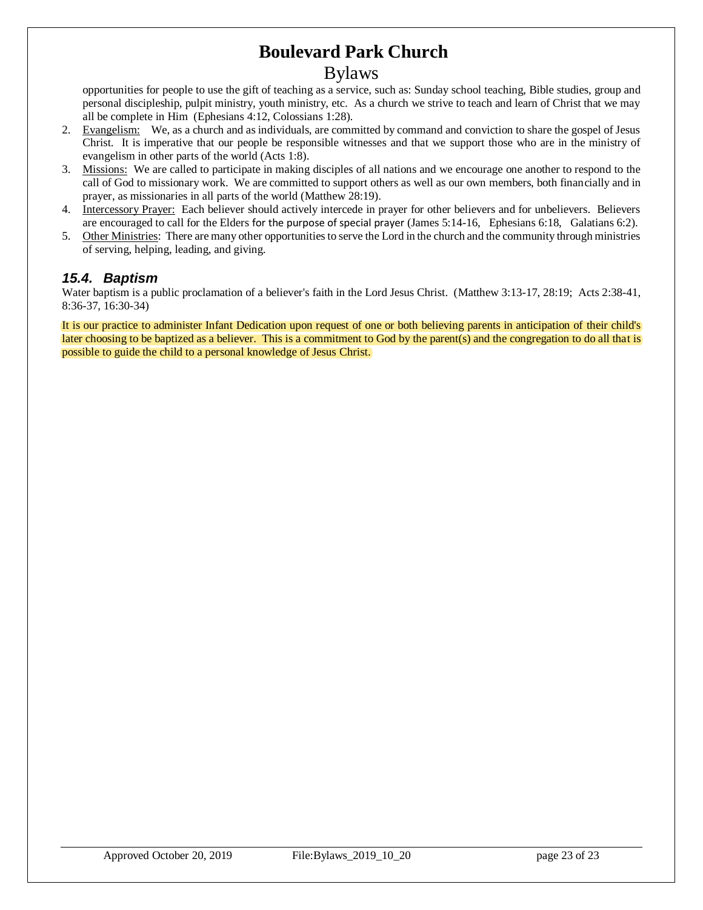opportunities for people to use the gift of teaching as a service, such as: Sunday school teaching, Bible studies, group and personal discipleship, pulpit ministry, youth ministry, etc. As a church we strive to teach and learn of Christ that we may all be complete in Him (Ephesians 4:12, Colossians 1:28).

2. Evangelism: We, as a church and as individuals, are committed by command and conviction to share the gospel of Jesus Christ. It is imperative that our people be responsible witnesses and that we support those who are in the ministry of evangelism in other parts of the world (Acts 1:8).
3. Missions: We are called to participate in making disciples of all nations and we encourage one another to respond to the call of God to missionary work. We are committed to support others as well as our own members, both financially and in prayer, as missionaries in all parts of the world (Matthew 28:19).
4. Intercessory Prayer: Each believer should actively intercede in prayer for other believers and for unbelievers. Believers are encouraged to call for the Elders for the purpose of special prayer (James 5:14-16, Ephesians 6:18, Galatians 6:2).
5. Other Ministries: There are many other opportunities to serve the Lord in the church and the community through ministries of serving, helping, leading, and giving.

### *15.4. Baptism*

Water baptism is a public proclamation of a believer's faith in the Lord Jesus Christ. (Matthew 3:13-17, 28:19; Acts 2:38-41, 8:36-37, 16:30-34)

It is our practice to administer Infant Dedication upon request of one or both believing parents in anticipation of their child's later choosing to be baptized as a believer. This is a commitment to God by the parent(s) and the congregation to do all that is possible to guide the child to a personal knowledge of Jesus Christ.